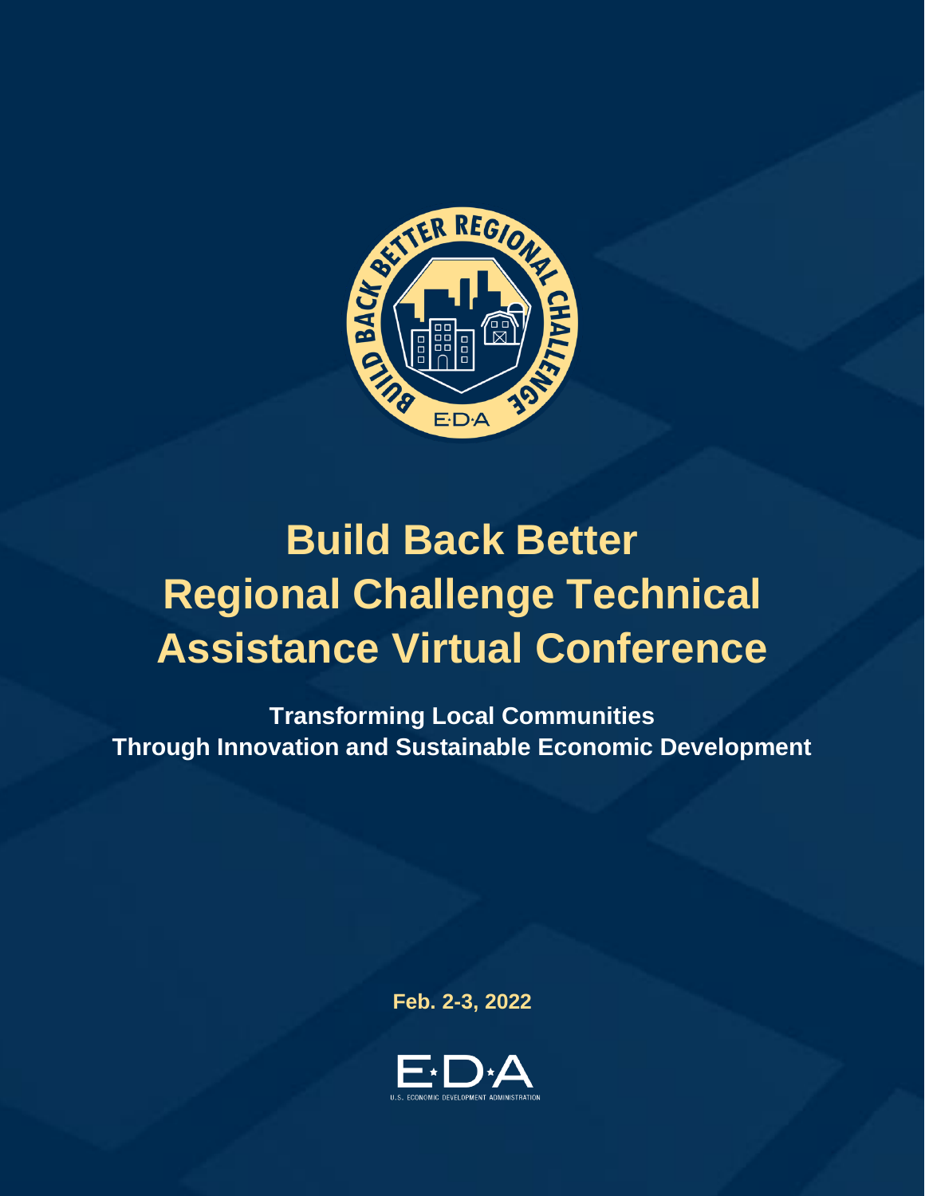# Build Back Better Regional Challenge Technical Assistance Virtual Conference

**Transforming Local Communities Through Innovation and Sustainable Economic Development**

**Feb. 2-3, 2022**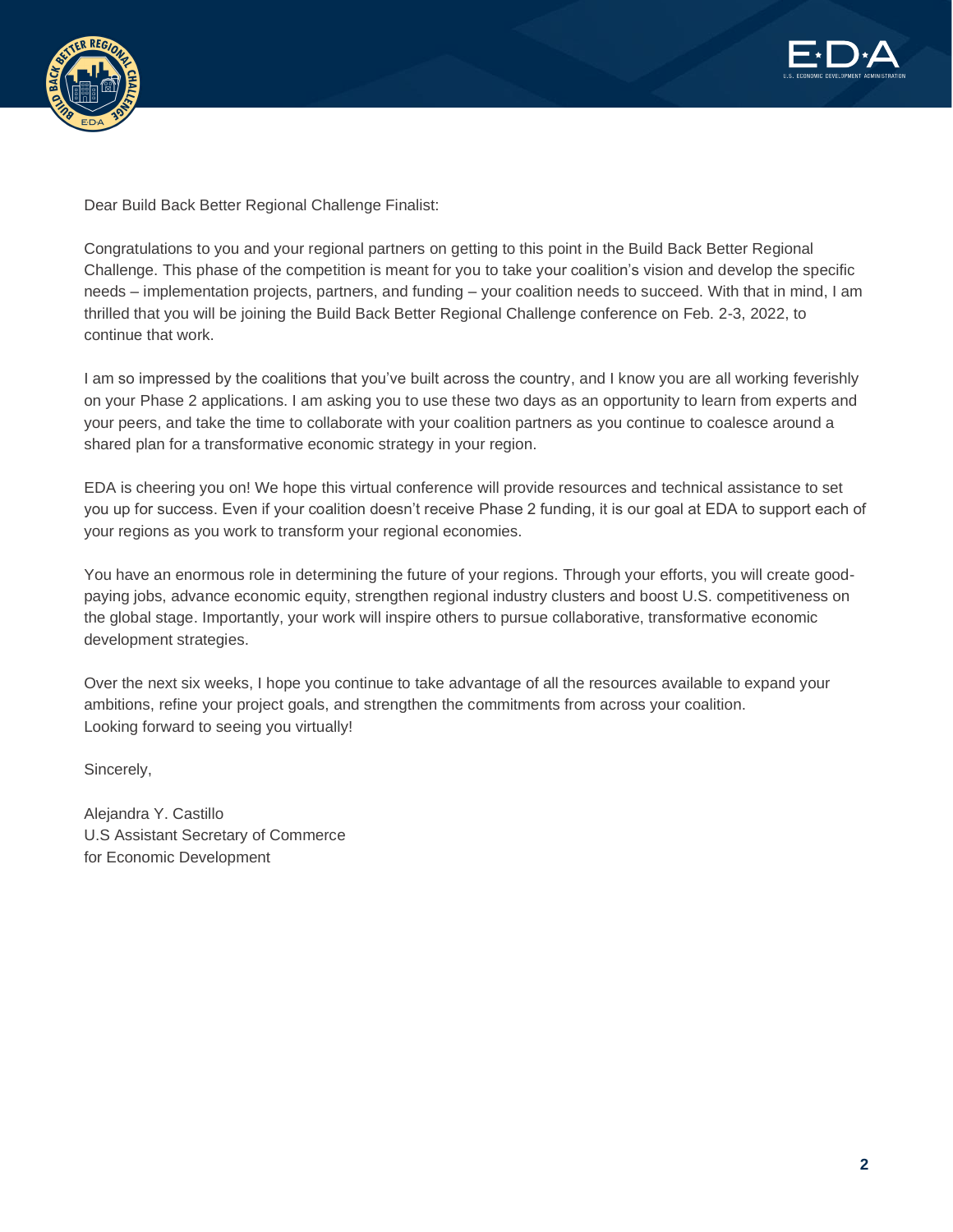Dear Build Back Better Regional Challenge Finalist:

Congratulations to you and your regional partners on getting to this point in the Build Back Better Regional Challenge. This phase of the competition is meant for you to take your coalition's vision and develop the specific needs – implementation projects, partners, and funding – your coalition needs to succeed. With that in mind, I am thrilled that you will be joining the Build Back Better Regional Challenge conference on Feb. 2-3, 2022, to continue that work.

I am so impressed by the coalitions that you've built across the country, and I know you are all working feverishly on your Phase 2 applications. I am asking you to use these two days as an opportunity to learn from experts and your peers, and take the time to collaborate with your coalition partners as you continue to coalesce around a shared plan for a transformative economic strategy in your region.

EDA is cheering you on! We hope this virtual conference will provide resources and technical assistance to set you up for success. Even if your coalition doesn't receive Phase 2 funding, it is our goal at EDA to support each of your regions as you work to transform your regional economies.

You have an enormous role in determining the future of your regions. Through your efforts, you will create good-paying jobs, advance economic equity, strengthen regional industry clusters and boost U.S. competitiveness on the global stage. Importantly, your work will inspire others to pursue collaborative, transformative economic development strategies.

Over the next six weeks, I hope you continue to take advantage of all the resources available to expand your ambitions, refine your project goals, and strengthen the commitments from across your coalition.
Looking forward to seeing you virtually!

Sincerely,

Alejandra Y. Castillo
U.S Assistant Secretary of Commerce
for Economic Development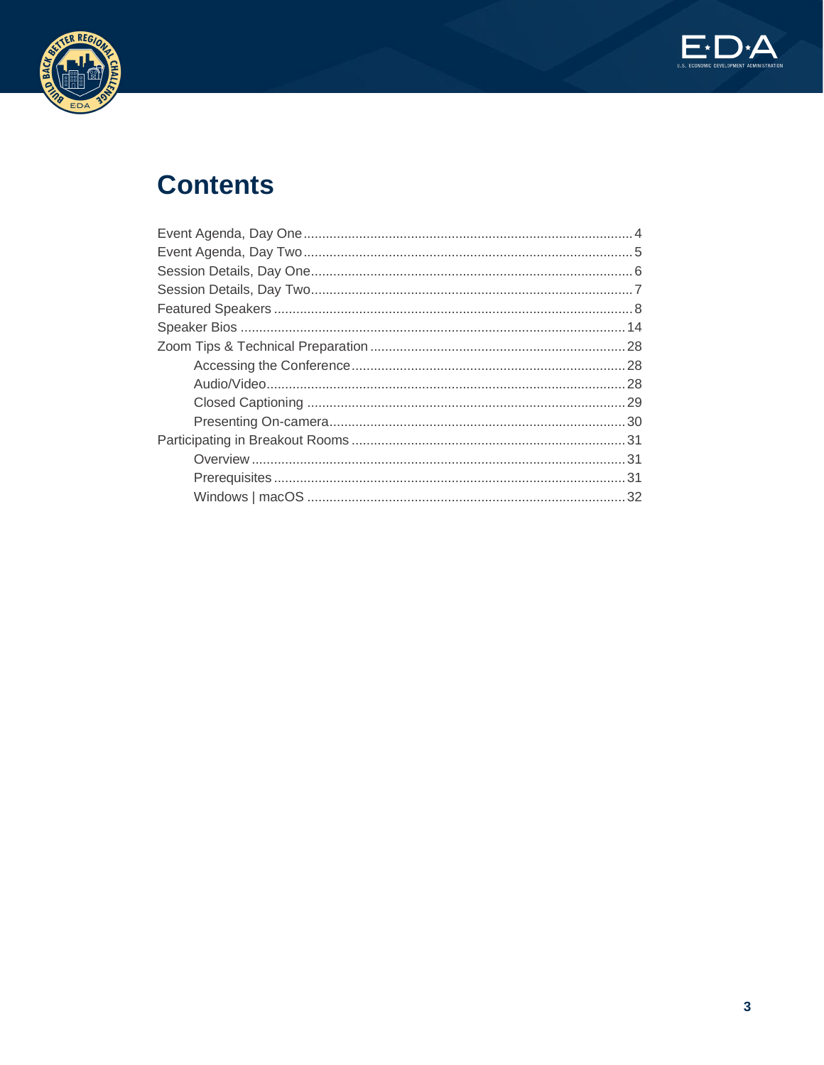# Contents

Event Agenda, Day One ........................................................................................ 4
Event Agenda, Day Two ........................................................................................ 5
Session Details, Day One ...................................................................................... 6
Session Details, Day Two ...................................................................................... 7
Featured Speakers ................................................................................................ 8
Speaker Bios ....................................................................................................... 14
Zoom Tips & Technical Preparation .................................................................... 28
- Accessing the Conference ......................................................................... 28
- Audio/Video ................................................................................................ 28
- Closed Captioning ...................................................................................... 29
- Presenting On-camera ................................................................................ 30

Participating in Breakout Rooms .......................................................................... 31
- Overview .................................................................................................... 31
- Prerequisites .............................................................................................. 31
- Windows | macOS ..................................................................................... 32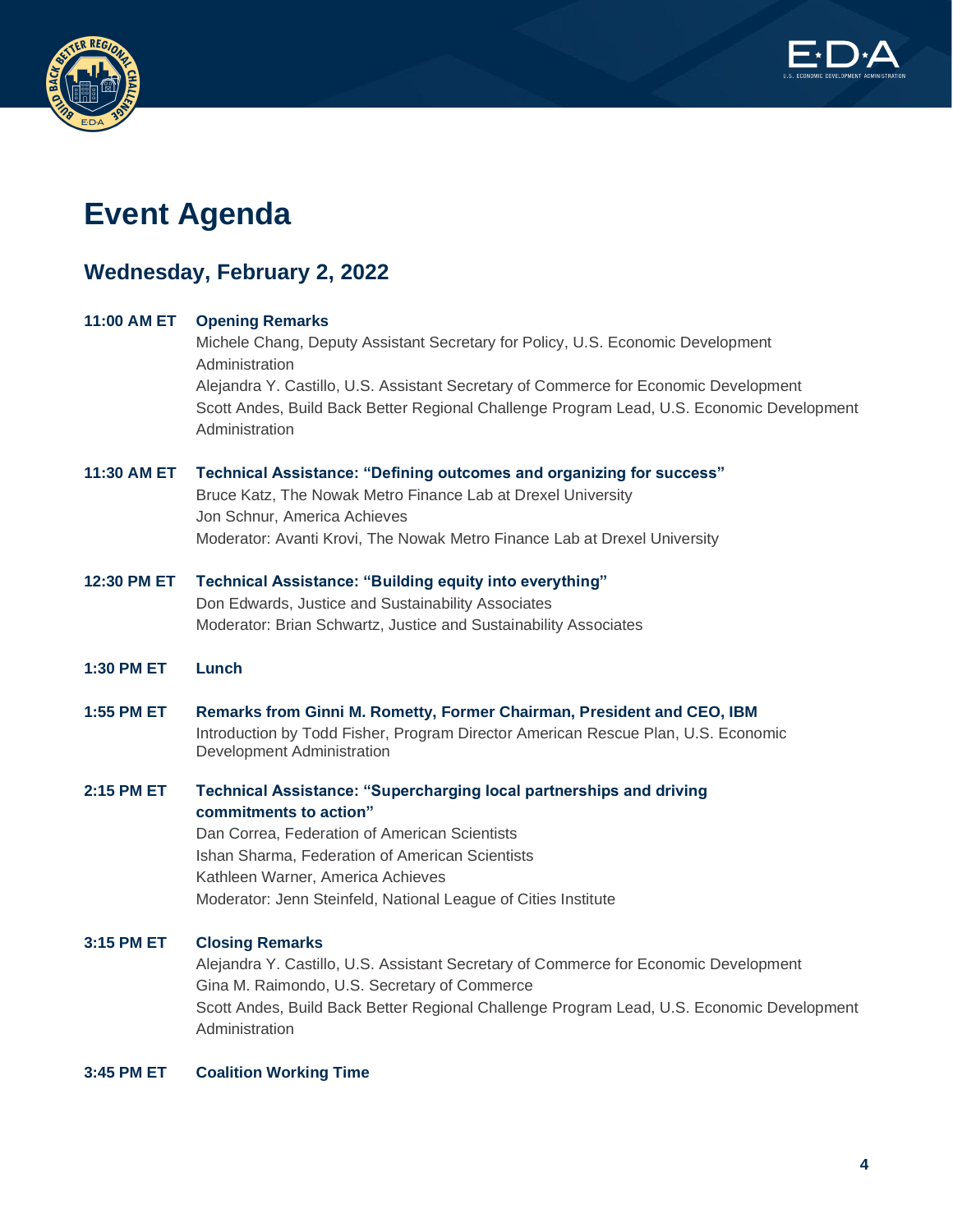# Event Agenda

## Wednesday, February 2, 2022

**11:00 AM ET** **Opening Remarks**
Michele Chang, Deputy Assistant Secretary for Policy, U.S. Economic Development Administration
Alejandra Y. Castillo, U.S. Assistant Secretary of Commerce for Economic Development
Scott Andes, Build Back Better Regional Challenge Program Lead, U.S. Economic Development Administration

**11:30 AM ET** **Technical Assistance: "Defining outcomes and organizing for success"**
Bruce Katz, The Nowak Metro Finance Lab at Drexel University
Jon Schnur, America Achieves
Moderator: Avanti Krovi, The Nowak Metro Finance Lab at Drexel University

**12:30 PM ET** **Technical Assistance: "Building equity into everything"**
Don Edwards, Justice and Sustainability Associates
Moderator: Brian Schwartz, Justice and Sustainability Associates

**1:30 PM ET** **Lunch**

**1:55 PM ET** **Remarks from Ginni M. Rometty, Former Chairman, President and CEO, IBM**
Introduction by Todd Fisher, Program Director American Rescue Plan, U.S. Economic Development Administration

**2:15 PM ET** **Technical Assistance: "Supercharging local partnerships and driving commitments to action"**
Dan Correa, Federation of American Scientists
Ishan Sharma, Federation of American Scientists
Kathleen Warner, America Achieves
Moderator: Jenn Steinfeld, National League of Cities Institute

**3:15 PM ET** **Closing Remarks**
Alejandra Y. Castillo, U.S. Assistant Secretary of Commerce for Economic Development
Gina M. Raimondo, U.S. Secretary of Commerce
Scott Andes, Build Back Better Regional Challenge Program Lead, U.S. Economic Development Administration

**3:45 PM ET** **Coalition Working Time**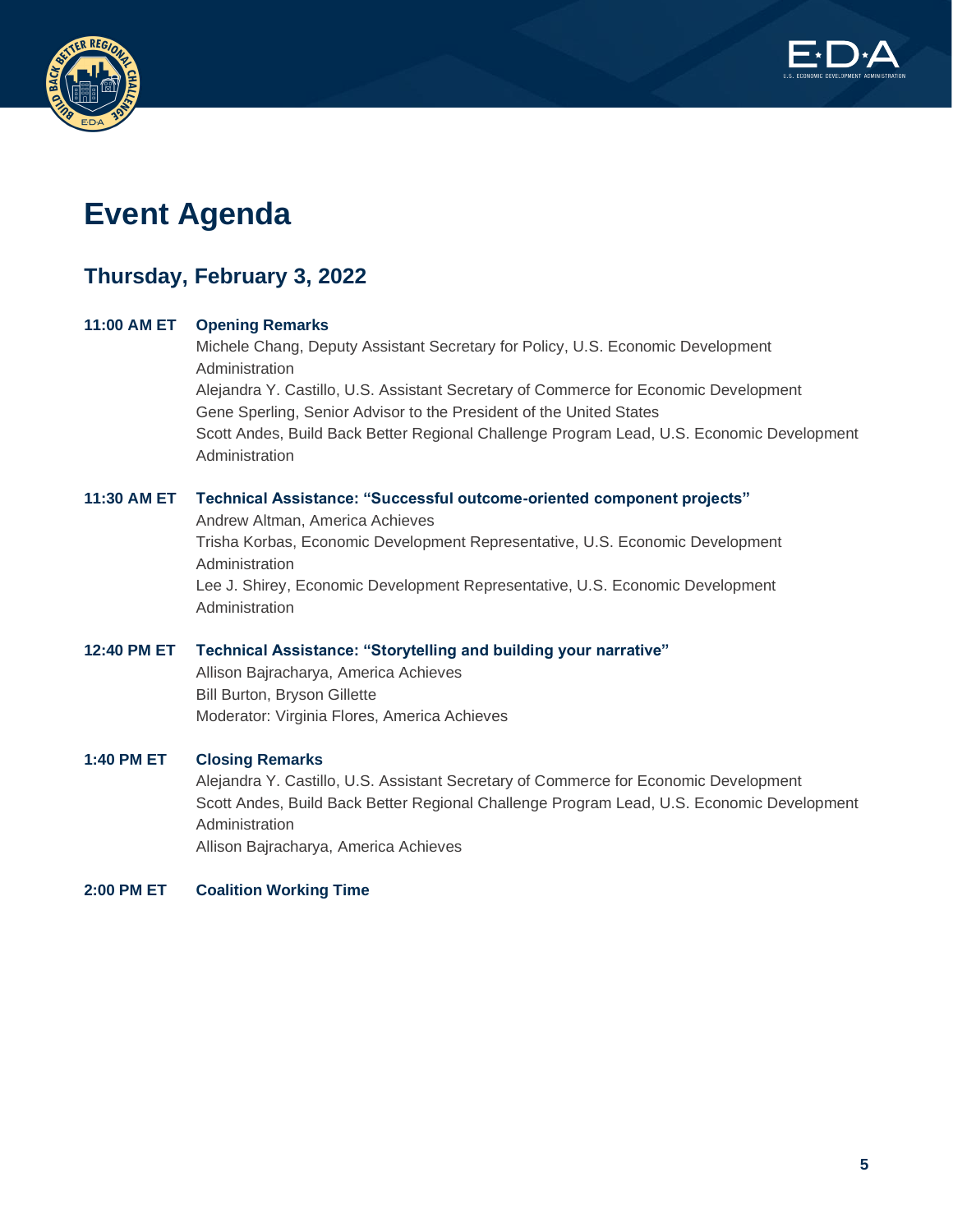# Event Agenda

## Thursday, February 3, 2022

**11:00 AM ET** **Opening Remarks**
Michele Chang, Deputy Assistant Secretary for Policy, U.S. Economic Development Administration
Alejandra Y. Castillo, U.S. Assistant Secretary of Commerce for Economic Development
Gene Sperling, Senior Advisor to the President of the United States
Scott Andes, Build Back Better Regional Challenge Program Lead, U.S. Economic Development Administration

**11:30 AM ET** **Technical Assistance: "Successful outcome-oriented component projects"**
Andrew Altman, America Achieves
Trisha Korbas, Economic Development Representative, U.S. Economic Development Administration
Lee J. Shirey, Economic Development Representative, U.S. Economic Development Administration

**12:40 PM ET** **Technical Assistance: "Storytelling and building your narrative"**
Allison Bajracharya, America Achieves
Bill Burton, Bryson Gillette
Moderator: Virginia Flores, America Achieves

**1:40 PM ET** **Closing Remarks**
Alejandra Y. Castillo, U.S. Assistant Secretary of Commerce for Economic Development
Scott Andes, Build Back Better Regional Challenge Program Lead, U.S. Economic Development Administration
Allison Bajracharya, America Achieves

**2:00 PM ET** **Coalition Working Time**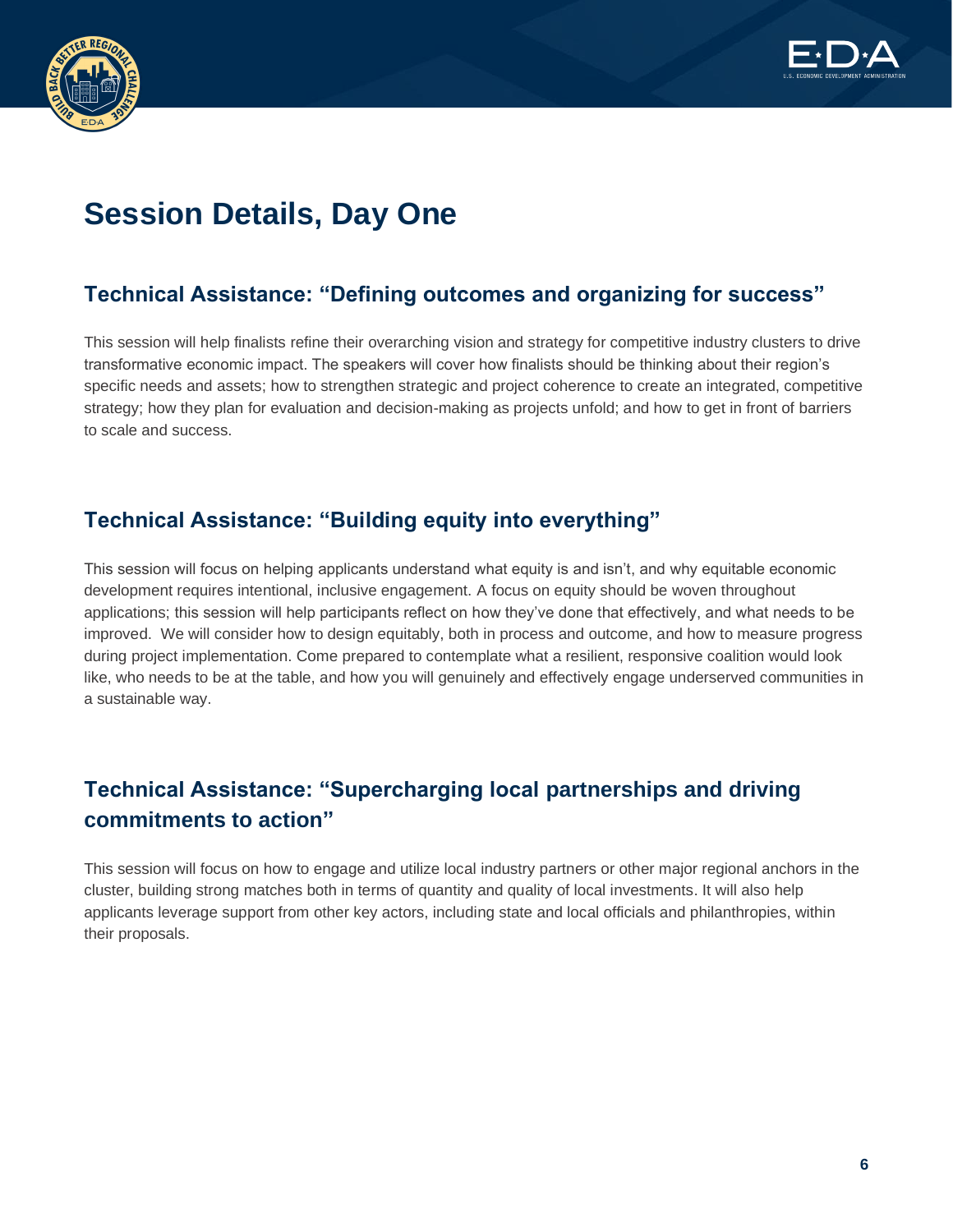# Session Details, Day One

## Technical Assistance: "Defining outcomes and organizing for success"

This session will help finalists refine their overarching vision and strategy for competitive industry clusters to drive transformative economic impact. The speakers will cover how finalists should be thinking about their region's specific needs and assets; how to strengthen strategic and project coherence to create an integrated, competitive strategy; how they plan for evaluation and decision-making as projects unfold; and how to get in front of barriers to scale and success.

## Technical Assistance: "Building equity into everything"

This session will focus on helping applicants understand what equity is and isn't, and why equitable economic development requires intentional, inclusive engagement. A focus on equity should be woven throughout applications; this session will help participants reflect on how they've done that effectively, and what needs to be improved. We will consider how to design equitably, both in process and outcome, and how to measure progress during project implementation. Come prepared to contemplate what a resilient, responsive coalition would look like, who needs to be at the table, and how you will genuinely and effectively engage underserved communities in a sustainable way.

## Technical Assistance: "Supercharging local partnerships and driving commitments to action"

This session will focus on how to engage and utilize local industry partners or other major regional anchors in the cluster, building strong matches both in terms of quantity and quality of local investments. It will also help applicants leverage support from other key actors, including state and local officials and philanthropies, within their proposals.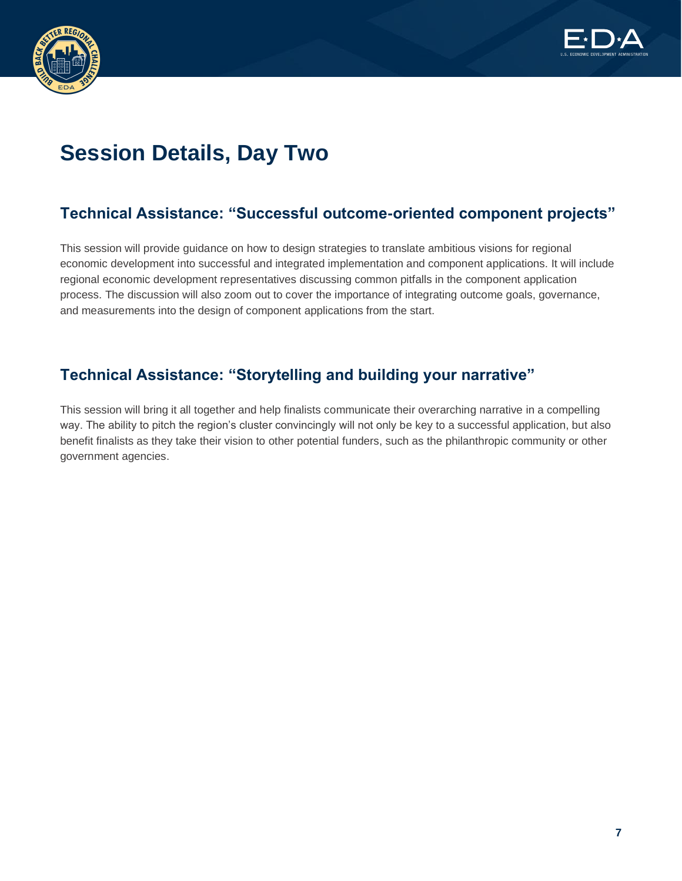# Session Details, Day Two

## Technical Assistance: “Successful outcome-oriented component projects”

This session will provide guidance on how to design strategies to translate ambitious visions for regional economic development into successful and integrated implementation and component applications. It will include regional economic development representatives discussing common pitfalls in the component application process. The discussion will also zoom out to cover the importance of integrating outcome goals, governance, and measurements into the design of component applications from the start.

## Technical Assistance: “Storytelling and building your narrative”

This session will bring it all together and help finalists communicate their overarching narrative in a compelling way. The ability to pitch the region’s cluster convincingly will not only be key to a successful application, but also benefit finalists as they take their vision to other potential funders, such as the philanthropic community or other government agencies.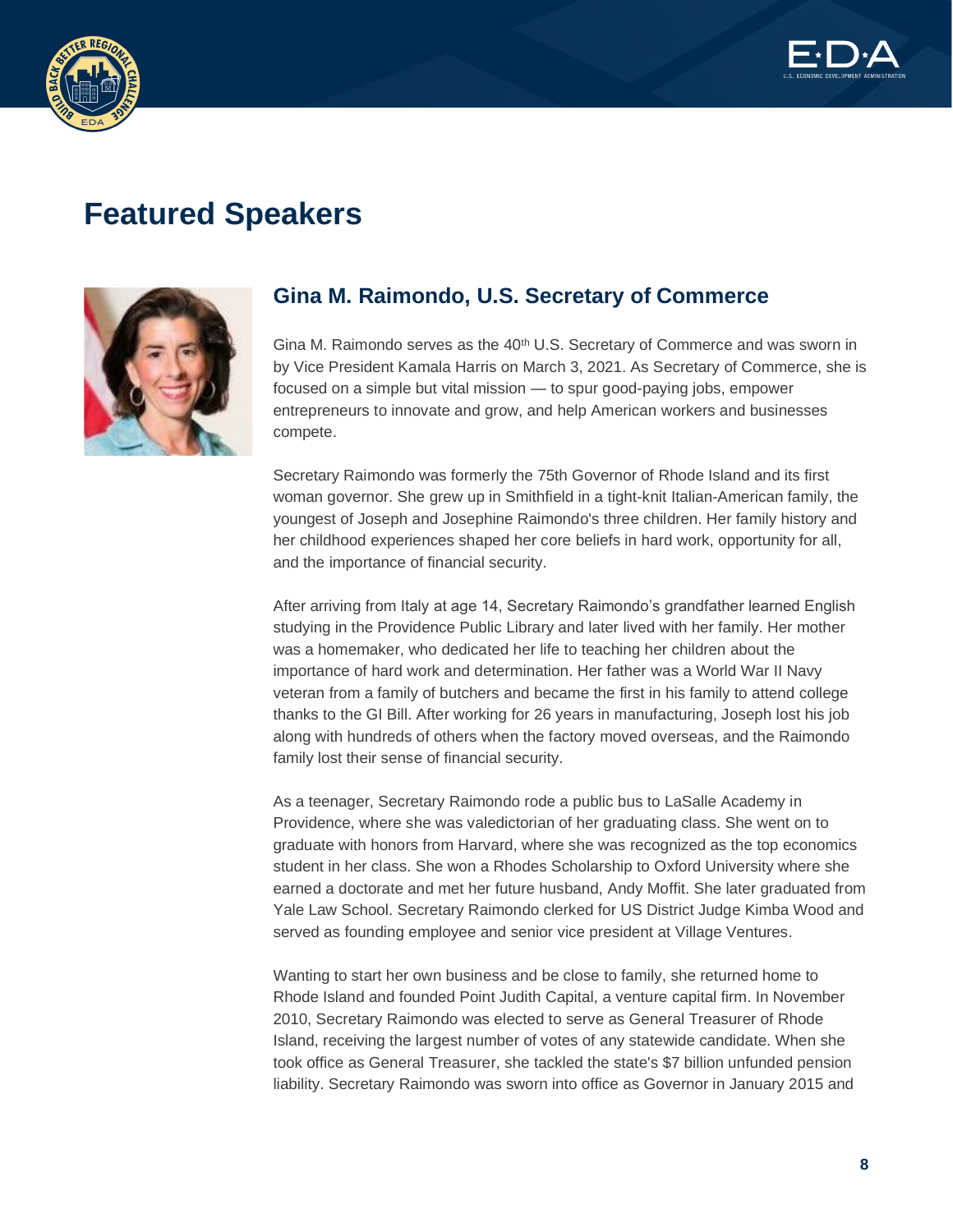# Featured Speakers

## Gina M. Raimondo, U.S. Secretary of Commerce

Gina M. Raimondo serves as the 40th U.S. Secretary of Commerce and was sworn in by Vice President Kamala Harris on March 3, 2021. As Secretary of Commerce, she is focused on a simple but vital mission — to spur good-paying jobs, empower entrepreneurs to innovate and grow, and help American workers and businesses compete.

Secretary Raimondo was formerly the 75th Governor of Rhode Island and its first woman governor. She grew up in Smithfield in a tight-knit Italian-American family, the youngest of Joseph and Josephine Raimondo's three children. Her family history and her childhood experiences shaped her core beliefs in hard work, opportunity for all, and the importance of financial security.

After arriving from Italy at age 14, Secretary Raimondo's grandfather learned English studying in the Providence Public Library and later lived with her family. Her mother was a homemaker, who dedicated her life to teaching her children about the importance of hard work and determination. Her father was a World War II Navy veteran from a family of butchers and became the first in his family to attend college thanks to the GI Bill. After working for 26 years in manufacturing, Joseph lost his job along with hundreds of others when the factory moved overseas, and the Raimondo family lost their sense of financial security.

As a teenager, Secretary Raimondo rode a public bus to LaSalle Academy in Providence, where she was valedictorian of her graduating class. She went on to graduate with honors from Harvard, where she was recognized as the top economics student in her class. She won a Rhodes Scholarship to Oxford University where she earned a doctorate and met her future husband, Andy Moffit. She later graduated from Yale Law School. Secretary Raimondo clerked for US District Judge Kimba Wood and served as founding employee and senior vice president at Village Ventures.

Wanting to start her own business and be close to family, she returned home to Rhode Island and founded Point Judith Capital, a venture capital firm. In November 2010, Secretary Raimondo was elected to serve as General Treasurer of Rhode Island, receiving the largest number of votes of any statewide candidate. When she took office as General Treasurer, she tackled the state's $7 billion unfunded pension liability. Secretary Raimondo was sworn into office as Governor in January 2015 and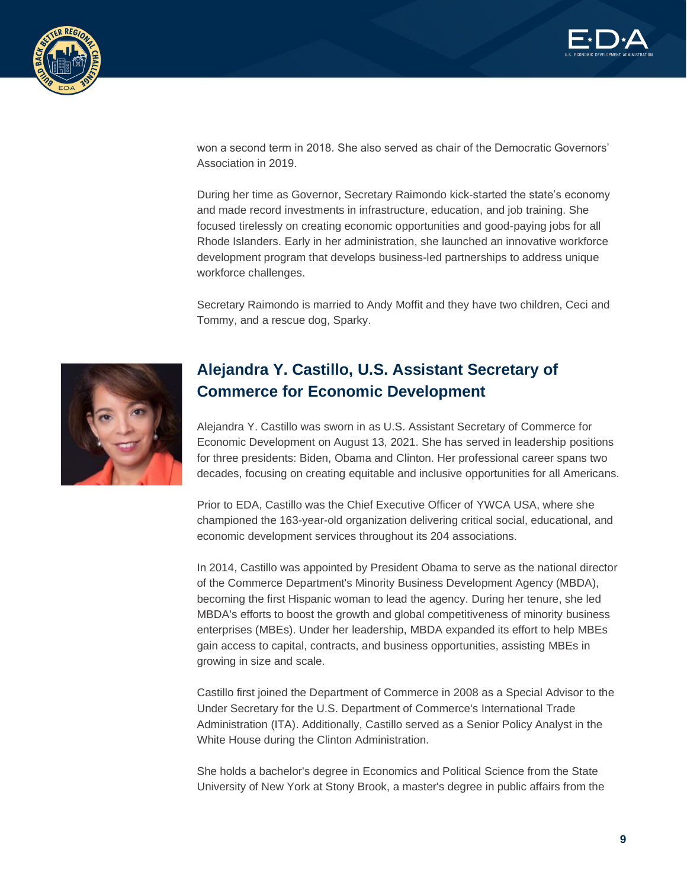won a second term in 2018. She also served as chair of the Democratic Governors' Association in 2019.

During her time as Governor, Secretary Raimondo kick-started the state's economy and made record investments in infrastructure, education, and job training. She focused tirelessly on creating economic opportunities and good-paying jobs for all Rhode Islanders. Early in her administration, she launched an innovative workforce development program that develops business-led partnerships to address unique workforce challenges.

Secretary Raimondo is married to Andy Moffit and they have two children, Ceci and Tommy, and a rescue dog, Sparky.

## Alejandra Y. Castillo, U.S. Assistant Secretary of Commerce for Economic Development

Alejandra Y. Castillo was sworn in as U.S. Assistant Secretary of Commerce for Economic Development on August 13, 2021. She has served in leadership positions for three presidents: Biden, Obama and Clinton. Her professional career spans two decades, focusing on creating equitable and inclusive opportunities for all Americans.

Prior to EDA, Castillo was the Chief Executive Officer of YWCA USA, where she championed the 163-year-old organization delivering critical social, educational, and economic development services throughout its 204 associations.

In 2014, Castillo was appointed by President Obama to serve as the national director of the Commerce Department's Minority Business Development Agency (MBDA), becoming the first Hispanic woman to lead the agency. During her tenure, she led MBDA's efforts to boost the growth and global competitiveness of minority business enterprises (MBEs). Under her leadership, MBDA expanded its effort to help MBEs gain access to capital, contracts, and business opportunities, assisting MBEs in growing in size and scale.

Castillo first joined the Department of Commerce in 2008 as a Special Advisor to the Under Secretary for the U.S. Department of Commerce's International Trade Administration (ITA). Additionally, Castillo served as a Senior Policy Analyst in the White House during the Clinton Administration.

She holds a bachelor's degree in Economics and Political Science from the State University of New York at Stony Brook, a master's degree in public affairs from the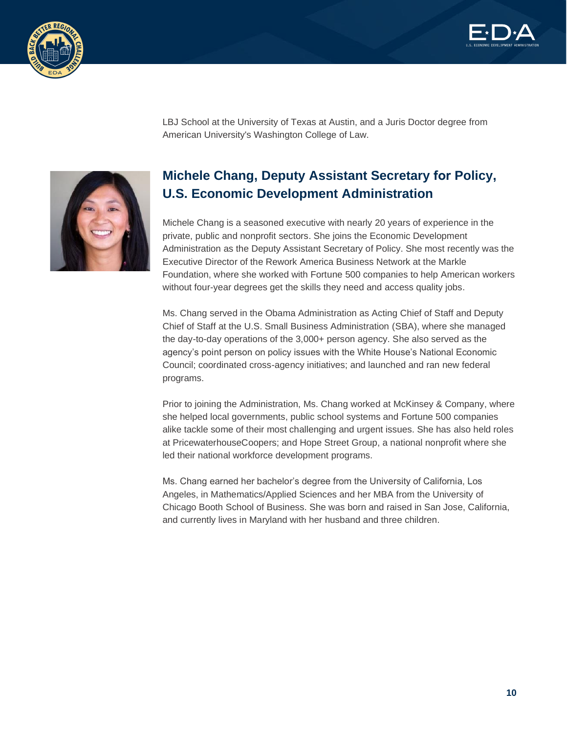LBJ School at the University of Texas at Austin, and a Juris Doctor degree from American University's Washington College of Law.

## Michele Chang, Deputy Assistant Secretary for Policy, U.S. Economic Development Administration

Michele Chang is a seasoned executive with nearly 20 years of experience in the private, public and nonprofit sectors. She joins the Economic Development Administration as the Deputy Assistant Secretary of Policy. She most recently was the Executive Director of the Rework America Business Network at the Markle Foundation, where she worked with Fortune 500 companies to help American workers without four-year degrees get the skills they need and access quality jobs.

Ms. Chang served in the Obama Administration as Acting Chief of Staff and Deputy Chief of Staff at the U.S. Small Business Administration (SBA), where she managed the day-to-day operations of the 3,000+ person agency. She also served as the agency's point person on policy issues with the White House's National Economic Council; coordinated cross-agency initiatives; and launched and ran new federal programs.

Prior to joining the Administration, Ms. Chang worked at McKinsey & Company, where she helped local governments, public school systems and Fortune 500 companies alike tackle some of their most challenging and urgent issues. She has also held roles at PricewaterhouseCoopers; and Hope Street Group, a national nonprofit where she led their national workforce development programs.

Ms. Chang earned her bachelor's degree from the University of California, Los Angeles, in Mathematics/Applied Sciences and her MBA from the University of Chicago Booth School of Business. She was born and raised in San Jose, California, and currently lives in Maryland with her husband and three children.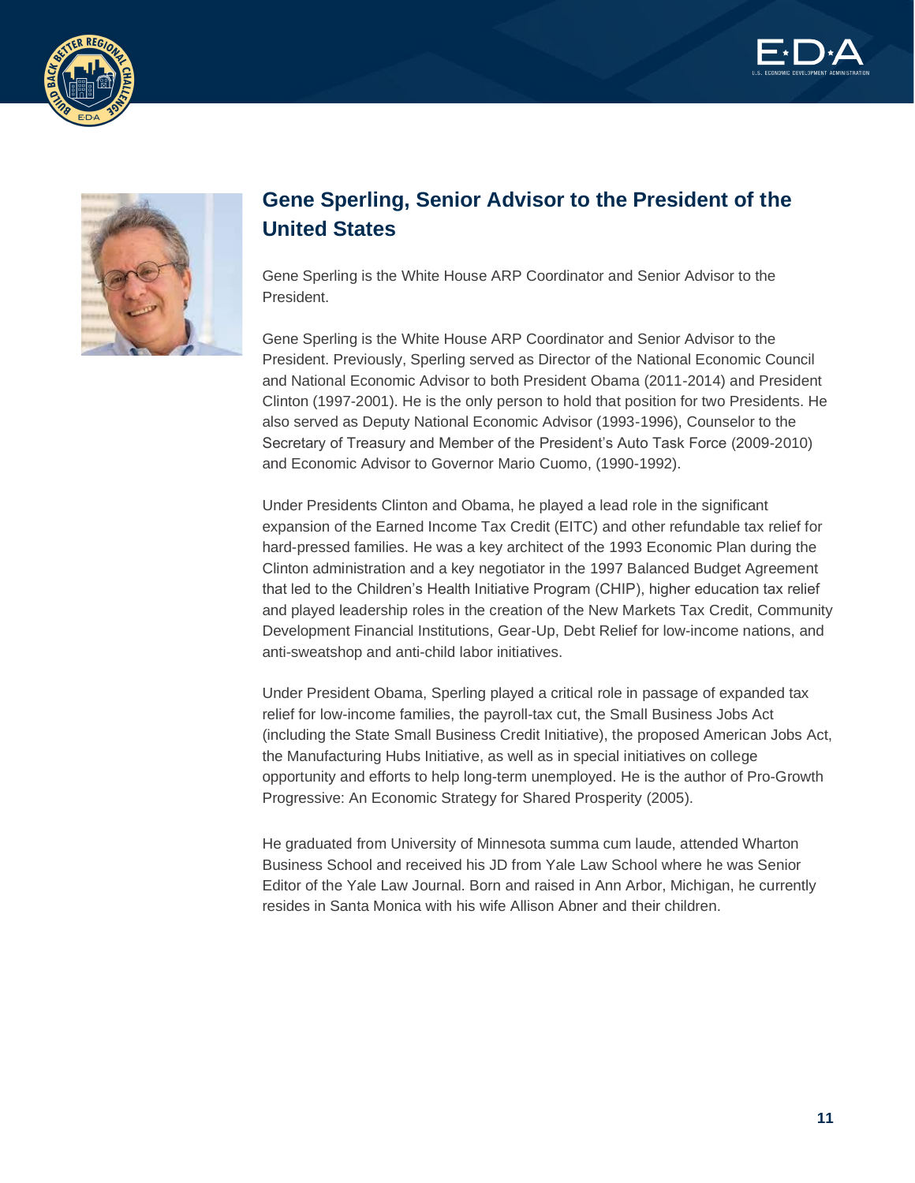## Gene Sperling, Senior Advisor to the President of the United States

Gene Sperling is the White House ARP Coordinator and Senior Advisor to the President.

Gene Sperling is the White House ARP Coordinator and Senior Advisor to the President. Previously, Sperling served as Director of the National Economic Council and National Economic Advisor to both President Obama (2011-2014) and President Clinton (1997-2001). He is the only person to hold that position for two Presidents. He also served as Deputy National Economic Advisor (1993-1996), Counselor to the Secretary of Treasury and Member of the President's Auto Task Force (2009-2010) and Economic Advisor to Governor Mario Cuomo, (1990-1992).

Under Presidents Clinton and Obama, he played a lead role in the significant expansion of the Earned Income Tax Credit (EITC) and other refundable tax relief for hard-pressed families. He was a key architect of the 1993 Economic Plan during the Clinton administration and a key negotiator in the 1997 Balanced Budget Agreement that led to the Children's Health Initiative Program (CHIP), higher education tax relief and played leadership roles in the creation of the New Markets Tax Credit, Community Development Financial Institutions, Gear-Up, Debt Relief for low-income nations, and anti-sweatshop and anti-child labor initiatives.

Under President Obama, Sperling played a critical role in passage of expanded tax relief for low-income families, the payroll-tax cut, the Small Business Jobs Act (including the State Small Business Credit Initiative), the proposed American Jobs Act, the Manufacturing Hubs Initiative, as well as in special initiatives on college opportunity and efforts to help long-term unemployed. He is the author of Pro-Growth Progressive: An Economic Strategy for Shared Prosperity (2005).

He graduated from University of Minnesota summa cum laude, attended Wharton Business School and received his JD from Yale Law School where he was Senior Editor of the Yale Law Journal. Born and raised in Ann Arbor, Michigan, he currently resides in Santa Monica with his wife Allison Abner and their children.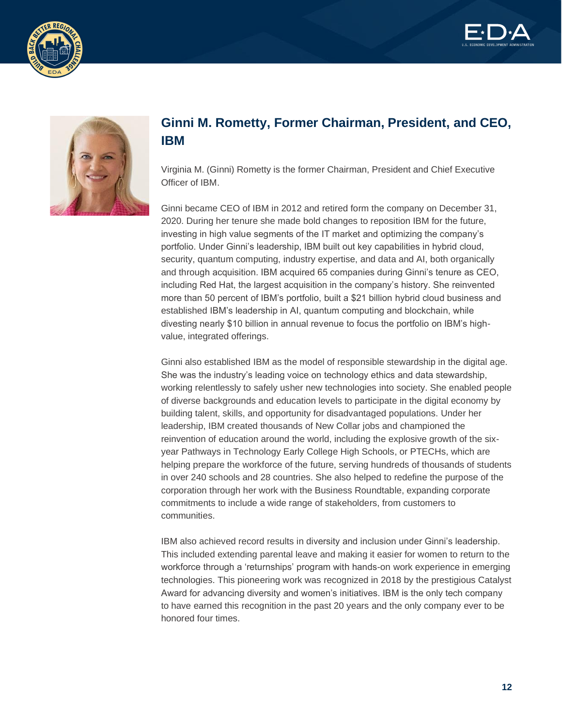## Ginni M. Rometty, Former Chairman, President, and CEO, IBM

Virginia M. (Ginni) Rometty is the former Chairman, President and Chief Executive Officer of IBM.

Ginni became CEO of IBM in 2012 and retired form the company on December 31, 2020. During her tenure she made bold changes to reposition IBM for the future, investing in high value segments of the IT market and optimizing the company's portfolio. Under Ginni's leadership, IBM built out key capabilities in hybrid cloud, security, quantum computing, industry expertise, and data and AI, both organically and through acquisition. IBM acquired 65 companies during Ginni's tenure as CEO, including Red Hat, the largest acquisition in the company's history. She reinvented more than 50 percent of IBM's portfolio, built a $21 billion hybrid cloud business and established IBM's leadership in AI, quantum computing and blockchain, while divesting nearly $10 billion in annual revenue to focus the portfolio on IBM's high-value, integrated offerings.

Ginni also established IBM as the model of responsible stewardship in the digital age. She was the industry's leading voice on technology ethics and data stewardship, working relentlessly to safely usher new technologies into society. She enabled people of diverse backgrounds and education levels to participate in the digital economy by building talent, skills, and opportunity for disadvantaged populations. Under her leadership, IBM created thousands of New Collar jobs and championed the reinvention of education around the world, including the explosive growth of the six-year Pathways in Technology Early College High Schools, or PTECHs, which are helping prepare the workforce of the future, serving hundreds of thousands of students in over 240 schools and 28 countries. She also helped to redefine the purpose of the corporation through her work with the Business Roundtable, expanding corporate commitments to include a wide range of stakeholders, from customers to communities.

IBM also achieved record results in diversity and inclusion under Ginni's leadership. This included extending parental leave and making it easier for women to return to the workforce through a 'returnships' program with hands-on work experience in emerging technologies. This pioneering work was recognized in 2018 by the prestigious Catalyst Award for advancing diversity and women's initiatives. IBM is the only tech company to have earned this recognition in the past 20 years and the only company ever to be honored four times.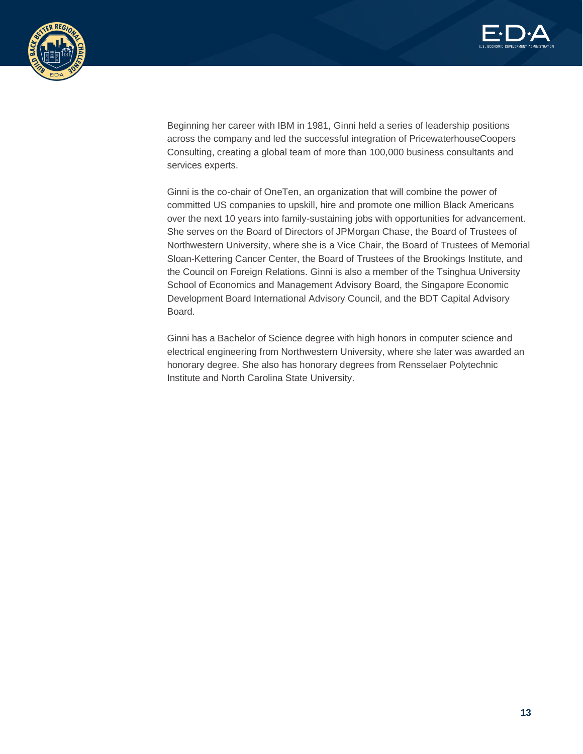Beginning her career with IBM in 1981, Ginni held a series of leadership positions across the company and led the successful integration of PricewaterhouseCoopers Consulting, creating a global team of more than 100,000 business consultants and services experts.

Ginni is the co-chair of OneTen, an organization that will combine the power of committed US companies to upskill, hire and promote one million Black Americans over the next 10 years into family-sustaining jobs with opportunities for advancement. She serves on the Board of Directors of JPMorgan Chase, the Board of Trustees of Northwestern University, where she is a Vice Chair, the Board of Trustees of Memorial Sloan-Kettering Cancer Center, the Board of Trustees of the Brookings Institute, and the Council on Foreign Relations. Ginni is also a member of the Tsinghua University School of Economics and Management Advisory Board, the Singapore Economic Development Board International Advisory Council, and the BDT Capital Advisory Board.

Ginni has a Bachelor of Science degree with high honors in computer science and electrical engineering from Northwestern University, where she later was awarded an honorary degree. She also has honorary degrees from Rensselaer Polytechnic Institute and North Carolina State University.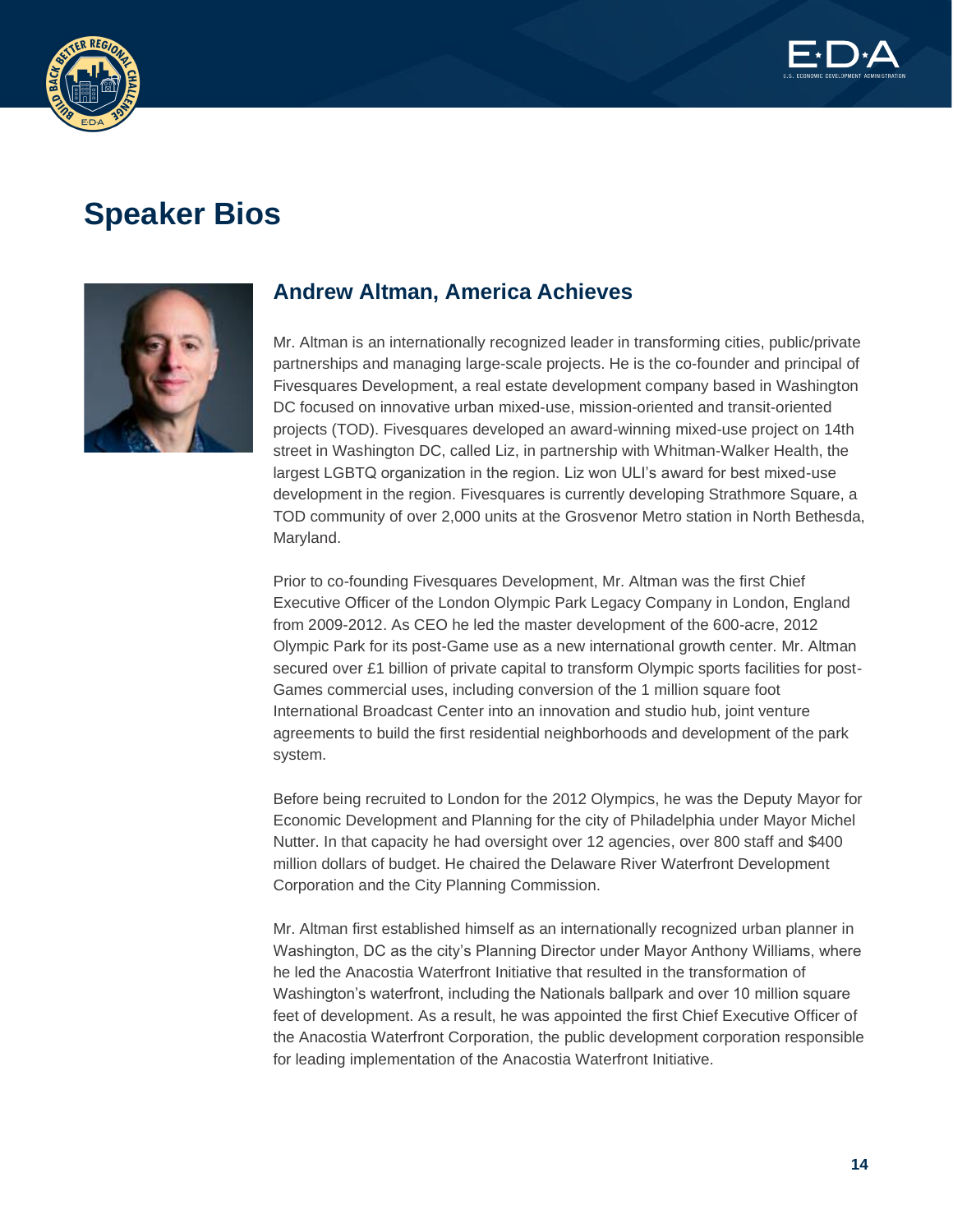# Speaker Bios

## Andrew Altman, America Achieves

Mr. Altman is an internationally recognized leader in transforming cities, public/private partnerships and managing large-scale projects. He is the co-founder and principal of Fivesquares Development, a real estate development company based in Washington DC focused on innovative urban mixed-use, mission-oriented and transit-oriented projects (TOD). Fivesquares developed an award-winning mixed-use project on 14th street in Washington DC, called Liz, in partnership with Whitman-Walker Health, the largest LGBTQ organization in the region. Liz won ULI's award for best mixed-use development in the region. Fivesquares is currently developing Strathmore Square, a TOD community of over 2,000 units at the Grosvenor Metro station in North Bethesda, Maryland.

Prior to co-founding Fivesquares Development, Mr. Altman was the first Chief Executive Officer of the London Olympic Park Legacy Company in London, England from 2009-2012. As CEO he led the master development of the 600-acre, 2012 Olympic Park for its post-Game use as a new international growth center. Mr. Altman secured over £1 billion of private capital to transform Olympic sports facilities for post-Games commercial uses, including conversion of the 1 million square foot International Broadcast Center into an innovation and studio hub, joint venture agreements to build the first residential neighborhoods and development of the park system.

Before being recruited to London for the 2012 Olympics, he was the Deputy Mayor for Economic Development and Planning for the city of Philadelphia under Mayor Michel Nutter. In that capacity he had oversight over 12 agencies, over 800 staff and $400 million dollars of budget. He chaired the Delaware River Waterfront Development Corporation and the City Planning Commission.

Mr. Altman first established himself as an internationally recognized urban planner in Washington, DC as the city's Planning Director under Mayor Anthony Williams, where he led the Anacostia Waterfront Initiative that resulted in the transformation of Washington's waterfront, including the Nationals ballpark and over 10 million square feet of development. As a result, he was appointed the first Chief Executive Officer of the Anacostia Waterfront Corporation, the public development corporation responsible for leading implementation of the Anacostia Waterfront Initiative.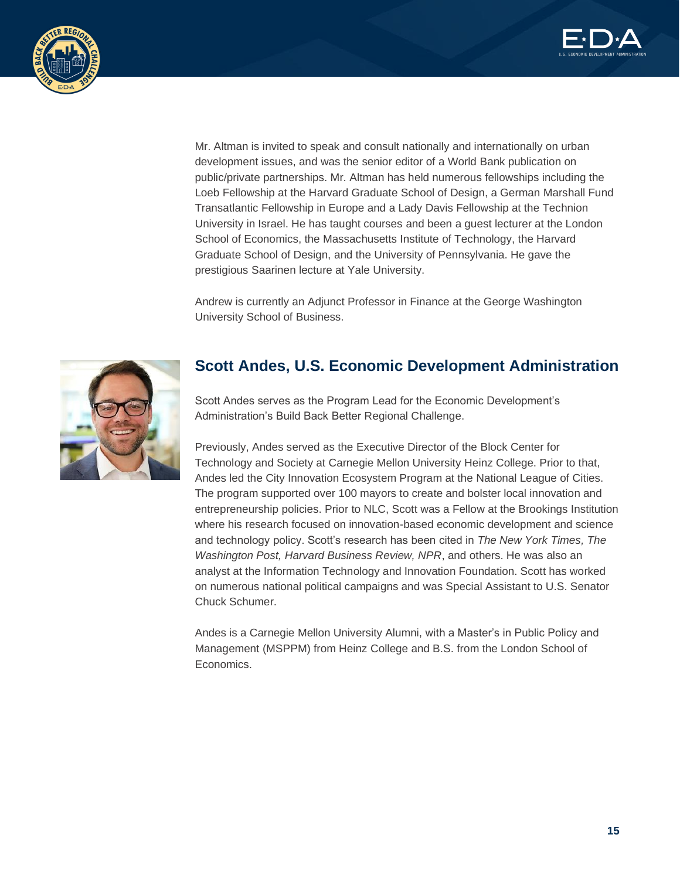Mr. Altman is invited to speak and consult nationally and internationally on urban development issues, and was the senior editor of a World Bank publication on public/private partnerships. Mr. Altman has held numerous fellowships including the Loeb Fellowship at the Harvard Graduate School of Design, a German Marshall Fund Transatlantic Fellowship in Europe and a Lady Davis Fellowship at the Technion University in Israel. He has taught courses and been a guest lecturer at the London School of Economics, the Massachusetts Institute of Technology, the Harvard Graduate School of Design, and the University of Pennsylvania. He gave the prestigious Saarinen lecture at Yale University.

Andrew is currently an Adjunct Professor in Finance at the George Washington University School of Business.

## Scott Andes, U.S. Economic Development Administration

Scott Andes serves as the Program Lead for the Economic Development's Administration's Build Back Better Regional Challenge.

Previously, Andes served as the Executive Director of the Block Center for Technology and Society at Carnegie Mellon University Heinz College. Prior to that, Andes led the City Innovation Ecosystem Program at the National League of Cities. The program supported over 100 mayors to create and bolster local innovation and entrepreneurship policies. Prior to NLC, Scott was a Fellow at the Brookings Institution where his research focused on innovation-based economic development and science and technology policy. Scott's research has been cited in *The New York Times, The Washington Post, Harvard Business Review, NPR*, and others. He was also an analyst at the Information Technology and Innovation Foundation. Scott has worked on numerous national political campaigns and was Special Assistant to U.S. Senator Chuck Schumer.

Andes is a Carnegie Mellon University Alumni, with a Master's in Public Policy and Management (MSPPM) from Heinz College and B.S. from the London School of Economics.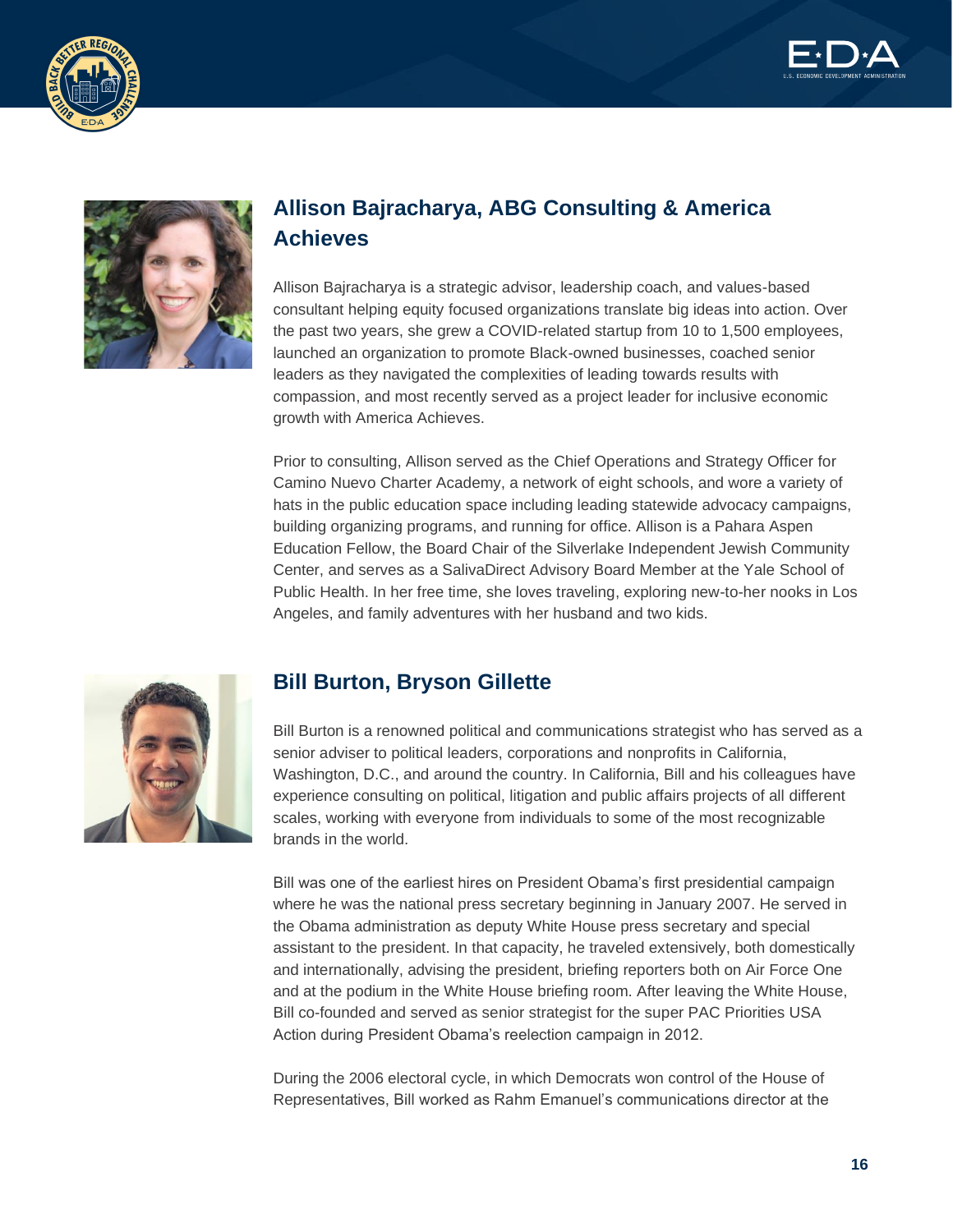## Allison Bajracharya, ABG Consulting & America Achieves

Allison Bajracharya is a strategic advisor, leadership coach, and values-based consultant helping equity focused organizations translate big ideas into action. Over the past two years, she grew a COVID-related startup from 10 to 1,500 employees, launched an organization to promote Black-owned businesses, coached senior leaders as they navigated the complexities of leading towards results with compassion, and most recently served as a project leader for inclusive economic growth with America Achieves.

Prior to consulting, Allison served as the Chief Operations and Strategy Officer for Camino Nuevo Charter Academy, a network of eight schools, and wore a variety of hats in the public education space including leading statewide advocacy campaigns, building organizing programs, and running for office. Allison is a Pahara Aspen Education Fellow, the Board Chair of the Silverlake Independent Jewish Community Center, and serves as a SalivaDirect Advisory Board Member at the Yale School of Public Health. In her free time, she loves traveling, exploring new-to-her nooks in Los Angeles, and family adventures with her husband and two kids.

## Bill Burton, Bryson Gillette

Bill Burton is a renowned political and communications strategist who has served as a senior adviser to political leaders, corporations and nonprofits in California, Washington, D.C., and around the country. In California, Bill and his colleagues have experience consulting on political, litigation and public affairs projects of all different scales, working with everyone from individuals to some of the most recognizable brands in the world.

Bill was one of the earliest hires on President Obama's first presidential campaign where he was the national press secretary beginning in January 2007. He served in the Obama administration as deputy White House press secretary and special assistant to the president. In that capacity, he traveled extensively, both domestically and internationally, advising the president, briefing reporters both on Air Force One and at the podium in the White House briefing room. After leaving the White House, Bill co-founded and served as senior strategist for the super PAC Priorities USA Action during President Obama's reelection campaign in 2012.

During the 2006 electoral cycle, in which Democrats won control of the House of Representatives, Bill worked as Rahm Emanuel's communications director at the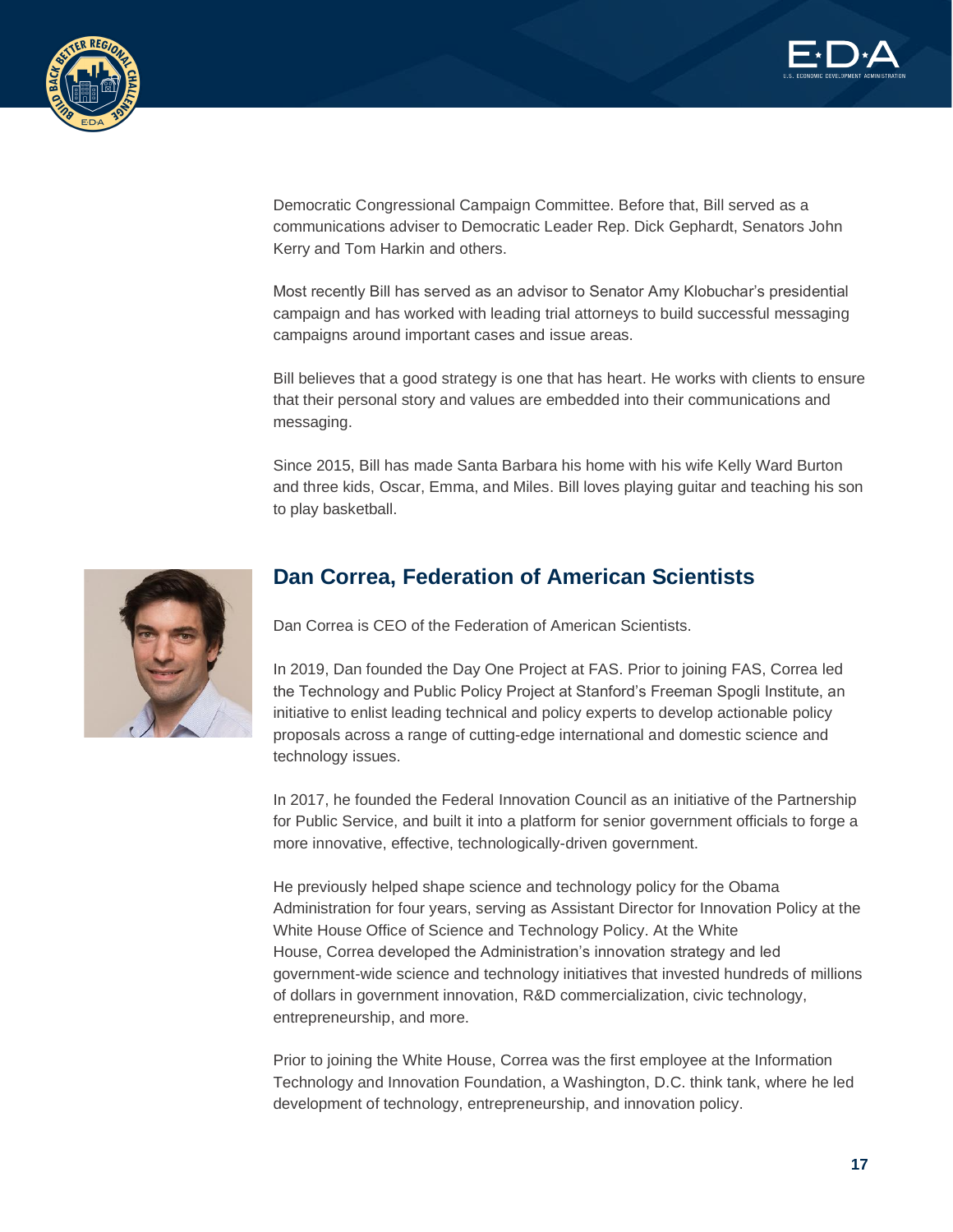Democratic Congressional Campaign Committee. Before that, Bill served as a communications adviser to Democratic Leader Rep. Dick Gephardt, Senators John Kerry and Tom Harkin and others.

Most recently Bill has served as an advisor to Senator Amy Klobuchar's presidential campaign and has worked with leading trial attorneys to build successful messaging campaigns around important cases and issue areas.

Bill believes that a good strategy is one that has heart. He works with clients to ensure that their personal story and values are embedded into their communications and messaging.

Since 2015, Bill has made Santa Barbara his home with his wife Kelly Ward Burton and three kids, Oscar, Emma, and Miles. Bill loves playing guitar and teaching his son to play basketball.

## Dan Correa, Federation of American Scientists

Dan Correa is CEO of the Federation of American Scientists.

In 2019, Dan founded the Day One Project at FAS. Prior to joining FAS, Correa led the Technology and Public Policy Project at Stanford's Freeman Spogli Institute, an initiative to enlist leading technical and policy experts to develop actionable policy proposals across a range of cutting-edge international and domestic science and technology issues.

In 2017, he founded the Federal Innovation Council as an initiative of the Partnership for Public Service, and built it into a platform for senior government officials to forge a more innovative, effective, technologically-driven government.

He previously helped shape science and technology policy for the Obama Administration for four years, serving as Assistant Director for Innovation Policy at the White House Office of Science and Technology Policy. At the White House, Correa developed the Administration's innovation strategy and led government-wide science and technology initiatives that invested hundreds of millions of dollars in government innovation, R&D commercialization, civic technology, entrepreneurship, and more.

Prior to joining the White House, Correa was the first employee at the Information Technology and Innovation Foundation, a Washington, D.C. think tank, where he led development of technology, entrepreneurship, and innovation policy.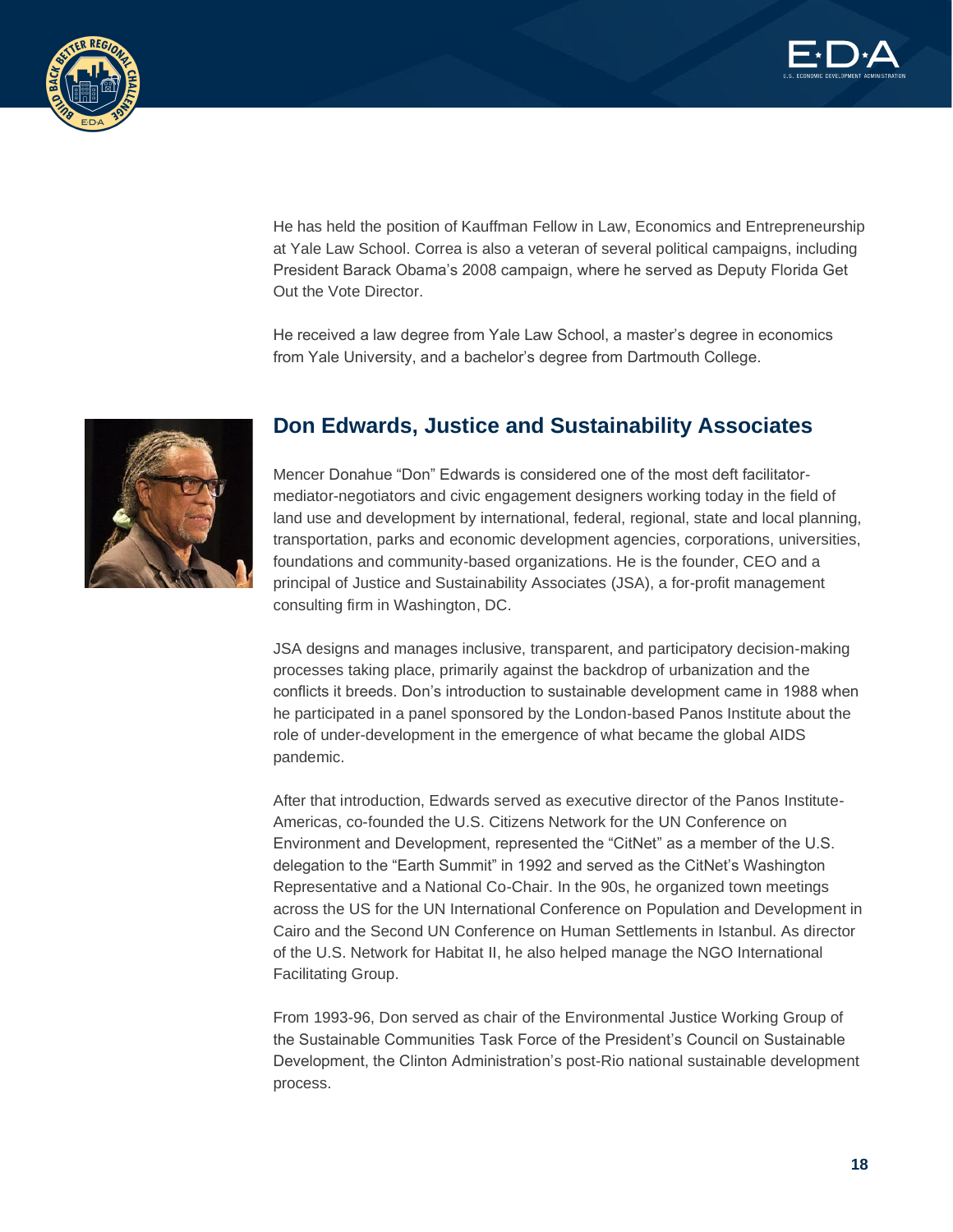He has held the position of Kauffman Fellow in Law, Economics and Entrepreneurship at Yale Law School. Correa is also a veteran of several political campaigns, including President Barack Obama's 2008 campaign, where he served as Deputy Florida Get Out the Vote Director.

He received a law degree from Yale Law School, a master's degree in economics from Yale University, and a bachelor's degree from Dartmouth College.

## Don Edwards, Justice and Sustainability Associates

Mencer Donahue "Don" Edwards is considered one of the most deft facilitator-mediator-negotiators and civic engagement designers working today in the field of land use and development by international, federal, regional, state and local planning, transportation, parks and economic development agencies, corporations, universities, foundations and community-based organizations. He is the founder, CEO and a principal of Justice and Sustainability Associates (JSA), a for-profit management consulting firm in Washington, DC.

JSA designs and manages inclusive, transparent, and participatory decision-making processes taking place, primarily against the backdrop of urbanization and the conflicts it breeds. Don's introduction to sustainable development came in 1988 when he participated in a panel sponsored by the London-based Panos Institute about the role of under-development in the emergence of what became the global AIDS pandemic.

After that introduction, Edwards served as executive director of the Panos Institute-Americas, co-founded the U.S. Citizens Network for the UN Conference on Environment and Development, represented the "CitNet" as a member of the U.S. delegation to the "Earth Summit" in 1992 and served as the CitNet's Washington Representative and a National Co-Chair. In the 90s, he organized town meetings across the US for the UN International Conference on Population and Development in Cairo and the Second UN Conference on Human Settlements in Istanbul. As director of the U.S. Network for Habitat II, he also helped manage the NGO International Facilitating Group.

From 1993-96, Don served as chair of the Environmental Justice Working Group of the Sustainable Communities Task Force of the President's Council on Sustainable Development, the Clinton Administration's post-Rio national sustainable development process.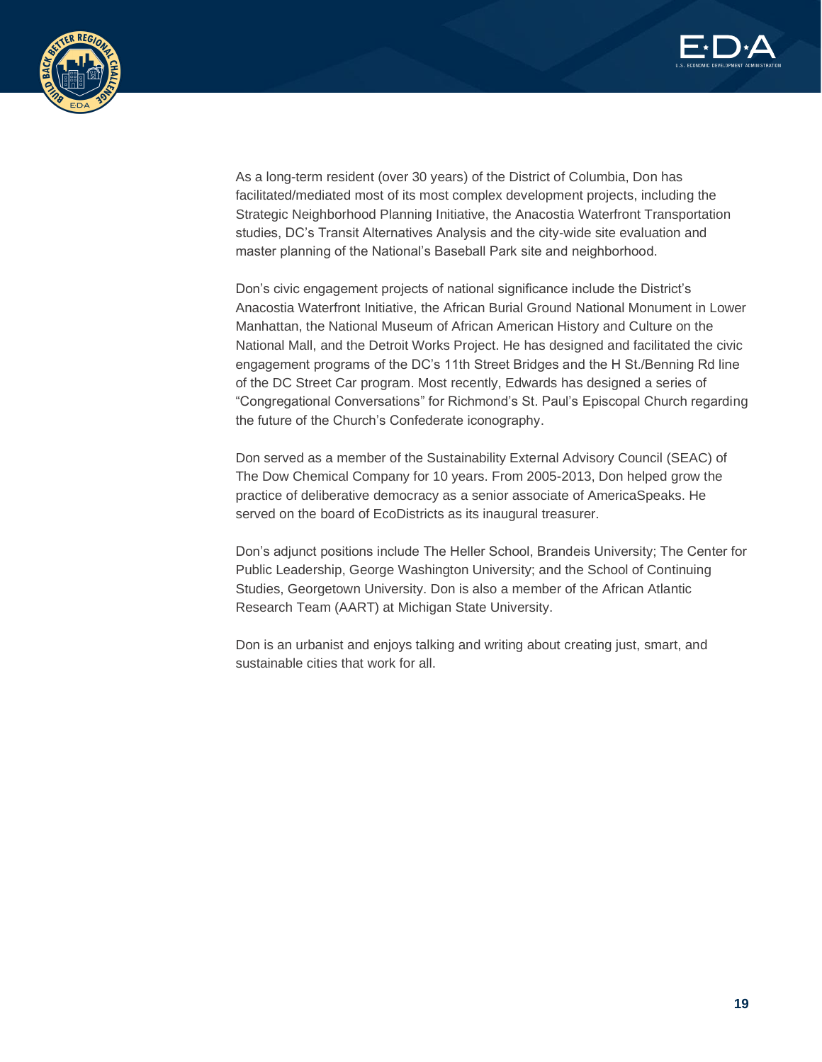As a long-term resident (over 30 years) of the District of Columbia, Don has facilitated/mediated most of its most complex development projects, including the Strategic Neighborhood Planning Initiative, the Anacostia Waterfront Transportation studies, DC's Transit Alternatives Analysis and the city-wide site evaluation and master planning of the National's Baseball Park site and neighborhood.

Don's civic engagement projects of national significance include the District's Anacostia Waterfront Initiative, the African Burial Ground National Monument in Lower Manhattan, the National Museum of African American History and Culture on the National Mall, and the Detroit Works Project. He has designed and facilitated the civic engagement programs of the DC's 11th Street Bridges and the H St./Benning Rd line of the DC Street Car program. Most recently, Edwards has designed a series of "Congregational Conversations" for Richmond's St. Paul's Episcopal Church regarding the future of the Church's Confederate iconography.

Don served as a member of the Sustainability External Advisory Council (SEAC) of The Dow Chemical Company for 10 years. From 2005-2013, Don helped grow the practice of deliberative democracy as a senior associate of AmericaSpeaks. He served on the board of EcoDistricts as its inaugural treasurer.

Don's adjunct positions include The Heller School, Brandeis University; The Center for Public Leadership, George Washington University; and the School of Continuing Studies, Georgetown University. Don is also a member of the African Atlantic Research Team (AART) at Michigan State University.

Don is an urbanist and enjoys talking and writing about creating just, smart, and sustainable cities that work for all.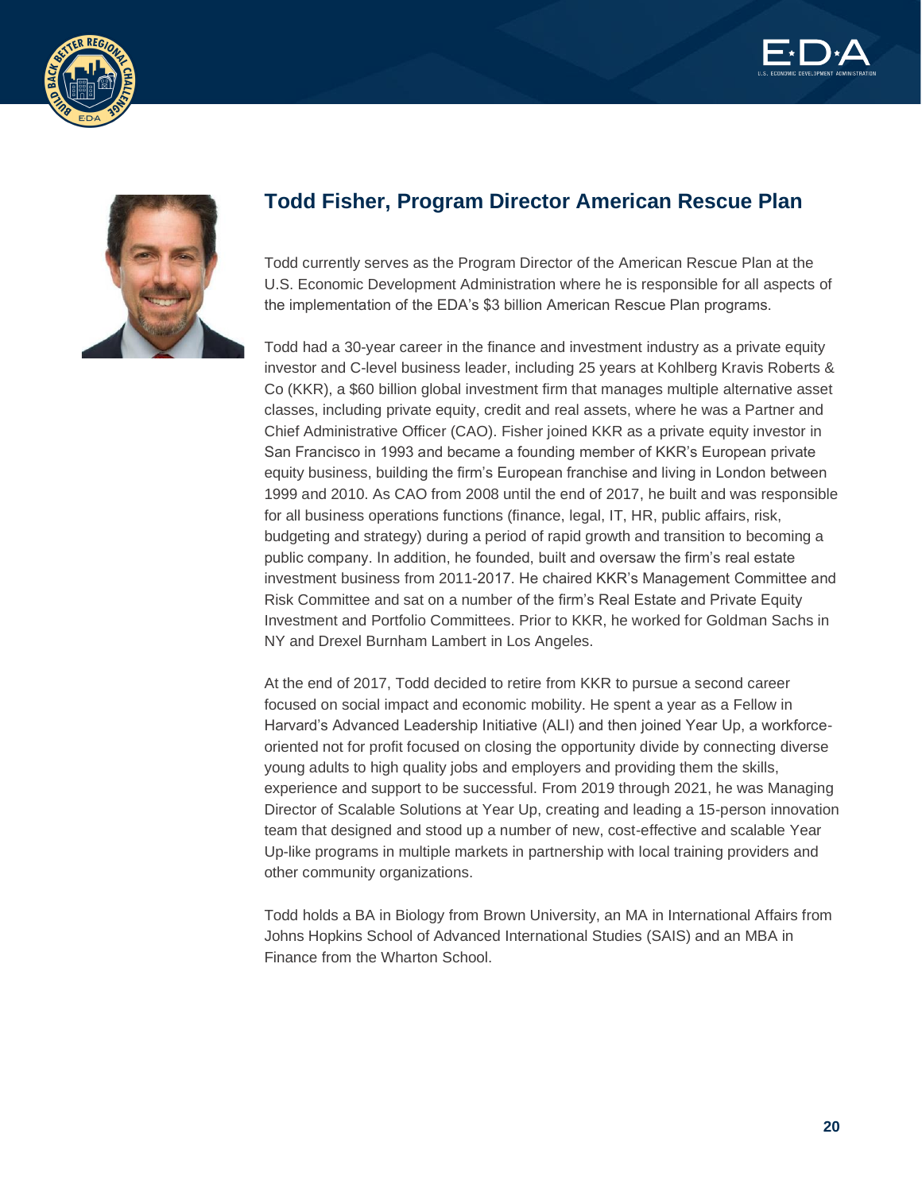## Todd Fisher, Program Director American Rescue Plan

Todd currently serves as the Program Director of the American Rescue Plan at the U.S. Economic Development Administration where he is responsible for all aspects of the implementation of the EDA's $3 billion American Rescue Plan programs.

Todd had a 30-year career in the finance and investment industry as a private equity investor and C-level business leader, including 25 years at Kohlberg Kravis Roberts & Co (KKR), a $60 billion global investment firm that manages multiple alternative asset classes, including private equity, credit and real assets, where he was a Partner and Chief Administrative Officer (CAO). Fisher joined KKR as a private equity investor in San Francisco in 1993 and became a founding member of KKR's European private equity business, building the firm's European franchise and living in London between 1999 and 2010. As CAO from 2008 until the end of 2017, he built and was responsible for all business operations functions (finance, legal, IT, HR, public affairs, risk, budgeting and strategy) during a period of rapid growth and transition to becoming a public company. In addition, he founded, built and oversaw the firm's real estate investment business from 2011-2017. He chaired KKR's Management Committee and Risk Committee and sat on a number of the firm's Real Estate and Private Equity Investment and Portfolio Committees. Prior to KKR, he worked for Goldman Sachs in NY and Drexel Burnham Lambert in Los Angeles.

At the end of 2017, Todd decided to retire from KKR to pursue a second career focused on social impact and economic mobility. He spent a year as a Fellow in Harvard's Advanced Leadership Initiative (ALI) and then joined Year Up, a workforce-oriented not for profit focused on closing the opportunity divide by connecting diverse young adults to high quality jobs and employers and providing them the skills, experience and support to be successful. From 2019 through 2021, he was Managing Director of Scalable Solutions at Year Up, creating and leading a 15-person innovation team that designed and stood up a number of new, cost-effective and scalable Year Up-like programs in multiple markets in partnership with local training providers and other community organizations.

Todd holds a BA in Biology from Brown University, an MA in International Affairs from Johns Hopkins School of Advanced International Studies (SAIS) and an MBA in Finance from the Wharton School.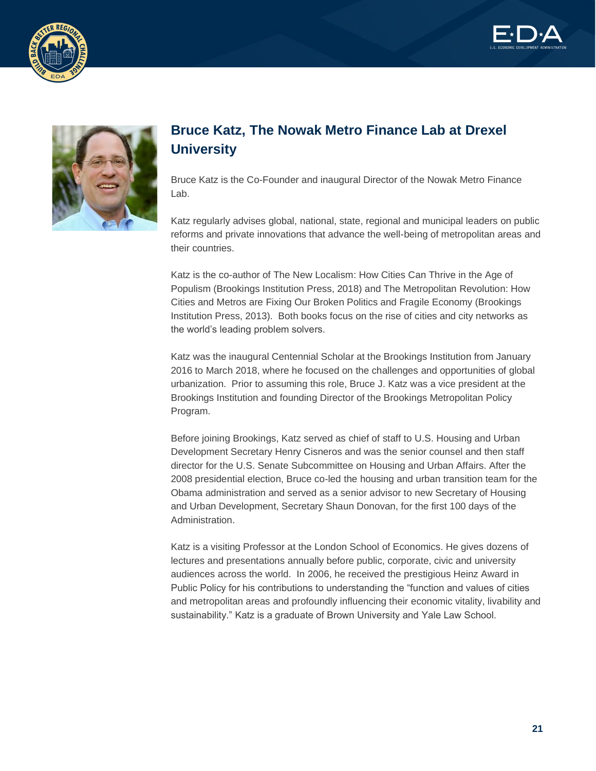## Bruce Katz, The Nowak Metro Finance Lab at Drexel University

Bruce Katz is the Co-Founder and inaugural Director of the Nowak Metro Finance Lab.

Katz regularly advises global, national, state, regional and municipal leaders on public reforms and private innovations that advance the well-being of metropolitan areas and their countries.

Katz is the co-author of The New Localism: How Cities Can Thrive in the Age of Populism (Brookings Institution Press, 2018) and The Metropolitan Revolution: How Cities and Metros are Fixing Our Broken Politics and Fragile Economy (Brookings Institution Press, 2013). Both books focus on the rise of cities and city networks as the world's leading problem solvers.

Katz was the inaugural Centennial Scholar at the Brookings Institution from January 2016 to March 2018, where he focused on the challenges and opportunities of global urbanization. Prior to assuming this role, Bruce J. Katz was a vice president at the Brookings Institution and founding Director of the Brookings Metropolitan Policy Program.

Before joining Brookings, Katz served as chief of staff to U.S. Housing and Urban Development Secretary Henry Cisneros and was the senior counsel and then staff director for the U.S. Senate Subcommittee on Housing and Urban Affairs. After the 2008 presidential election, Bruce co-led the housing and urban transition team for the Obama administration and served as a senior advisor to new Secretary of Housing and Urban Development, Secretary Shaun Donovan, for the first 100 days of the Administration.

Katz is a visiting Professor at the London School of Economics. He gives dozens of lectures and presentations annually before public, corporate, civic and university audiences across the world. In 2006, he received the prestigious Heinz Award in Public Policy for his contributions to understanding the "function and values of cities and metropolitan areas and profoundly influencing their economic vitality, livability and sustainability." Katz is a graduate of Brown University and Yale Law School.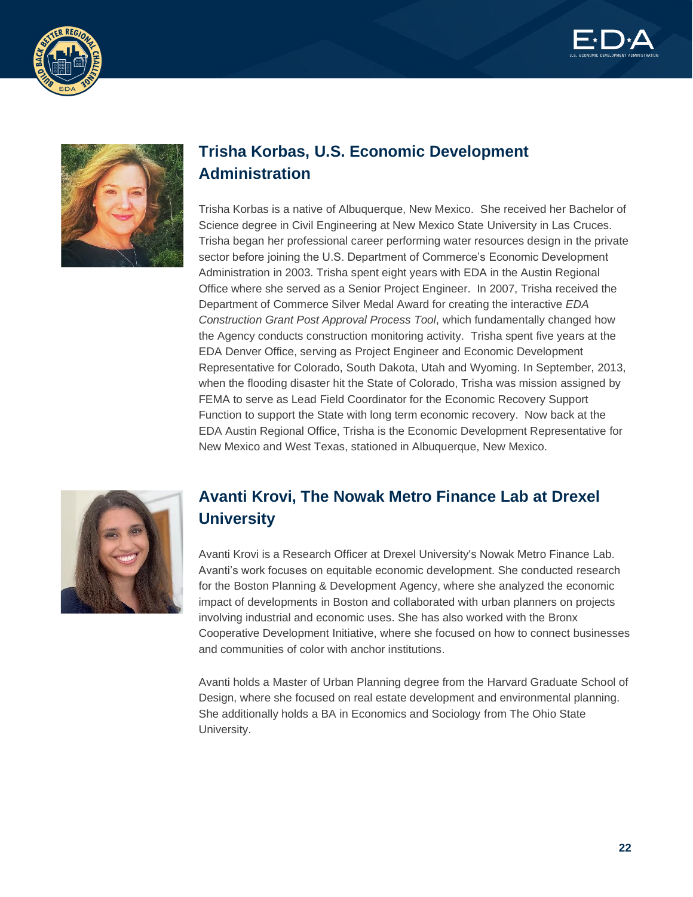## Trisha Korbas, U.S. Economic Development Administration

Trisha Korbas is a native of Albuquerque, New Mexico. She received her Bachelor of Science degree in Civil Engineering at New Mexico State University in Las Cruces. Trisha began her professional career performing water resources design in the private sector before joining the U.S. Department of Commerce's Economic Development Administration in 2003. Trisha spent eight years with EDA in the Austin Regional Office where she served as a Senior Project Engineer. In 2007, Trisha received the Department of Commerce Silver Medal Award for creating the interactive *EDA Construction Grant Post Approval Process Tool*, which fundamentally changed how the Agency conducts construction monitoring activity. Trisha spent five years at the EDA Denver Office, serving as Project Engineer and Economic Development Representative for Colorado, South Dakota, Utah and Wyoming. In September, 2013, when the flooding disaster hit the State of Colorado, Trisha was mission assigned by FEMA to serve as Lead Field Coordinator for the Economic Recovery Support Function to support the State with long term economic recovery. Now back at the EDA Austin Regional Office, Trisha is the Economic Development Representative for New Mexico and West Texas, stationed in Albuquerque, New Mexico.

## Avanti Krovi, The Nowak Metro Finance Lab at Drexel University

Avanti Krovi is a Research Officer at Drexel University's Nowak Metro Finance Lab. Avanti's work focuses on equitable economic development. She conducted research for the Boston Planning & Development Agency, where she analyzed the economic impact of developments in Boston and collaborated with urban planners on projects involving industrial and economic uses. She has also worked with the Bronx Cooperative Development Initiative, where she focused on how to connect businesses and communities of color with anchor institutions.

Avanti holds a Master of Urban Planning degree from the Harvard Graduate School of Design, where she focused on real estate development and environmental planning. She additionally holds a BA in Economics and Sociology from The Ohio State University.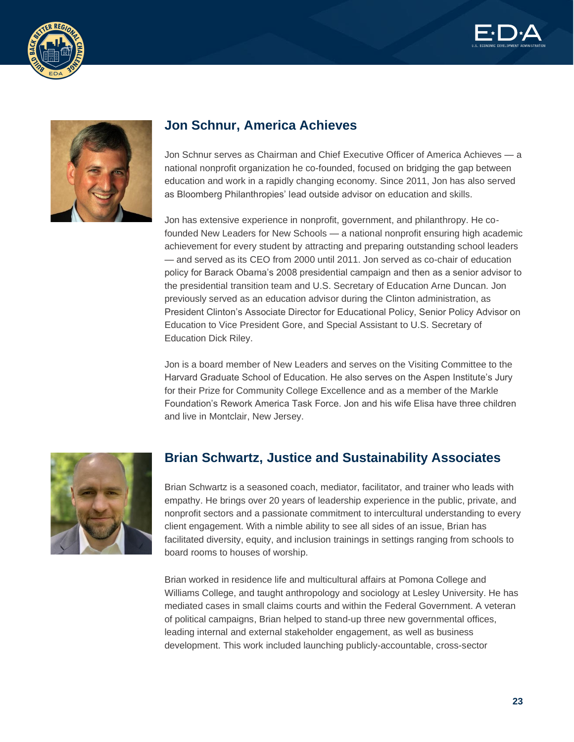## Jon Schnur, America Achieves

Jon Schnur serves as Chairman and Chief Executive Officer of America Achieves — a national nonprofit organization he co-founded, focused on bridging the gap between education and work in a rapidly changing economy. Since 2011, Jon has also served as Bloomberg Philanthropies' lead outside advisor on education and skills.

Jon has extensive experience in nonprofit, government, and philanthropy. He co-founded New Leaders for New Schools — a national nonprofit ensuring high academic achievement for every student by attracting and preparing outstanding school leaders — and served as its CEO from 2000 until 2011. Jon served as co-chair of education policy for Barack Obama's 2008 presidential campaign and then as a senior advisor to the presidential transition team and U.S. Secretary of Education Arne Duncan. Jon previously served as an education advisor during the Clinton administration, as President Clinton's Associate Director for Educational Policy, Senior Policy Advisor on Education to Vice President Gore, and Special Assistant to U.S. Secretary of Education Dick Riley.

Jon is a board member of New Leaders and serves on the Visiting Committee to the Harvard Graduate School of Education. He also serves on the Aspen Institute's Jury for their Prize for Community College Excellence and as a member of the Markle Foundation's Rework America Task Force. Jon and his wife Elisa have three children and live in Montclair, New Jersey.

## Brian Schwartz, Justice and Sustainability Associates

Brian Schwartz is a seasoned coach, mediator, facilitator, and trainer who leads with empathy. He brings over 20 years of leadership experience in the public, private, and nonprofit sectors and a passionate commitment to intercultural understanding to every client engagement. With a nimble ability to see all sides of an issue, Brian has facilitated diversity, equity, and inclusion trainings in settings ranging from schools to board rooms to houses of worship.

Brian worked in residence life and multicultural affairs at Pomona College and Williams College, and taught anthropology and sociology at Lesley University. He has mediated cases in small claims courts and within the Federal Government. A veteran of political campaigns, Brian helped to stand-up three new governmental offices, leading internal and external stakeholder engagement, as well as business development. This work included launching publicly-accountable, cross-sector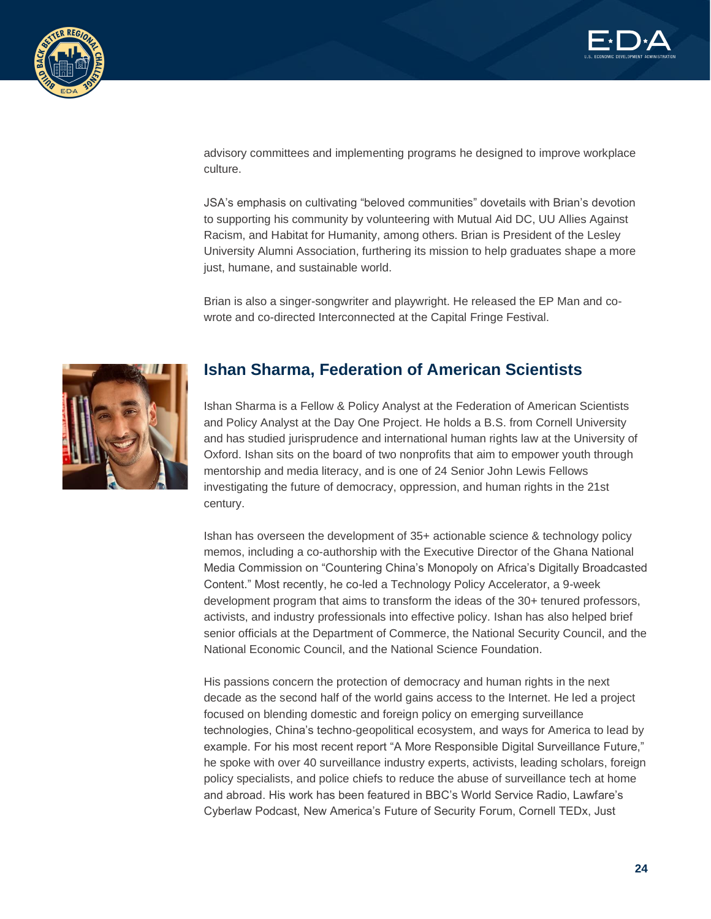advisory committees and implementing programs he designed to improve workplace culture.

JSA's emphasis on cultivating "beloved communities" dovetails with Brian's devotion to supporting his community by volunteering with Mutual Aid DC, UU Allies Against Racism, and Habitat for Humanity, among others. Brian is President of the Lesley University Alumni Association, furthering its mission to help graduates shape a more just, humane, and sustainable world.

Brian is also a singer-songwriter and playwright. He released the EP Man and co-wrote and co-directed Interconnected at the Capital Fringe Festival.

## Ishan Sharma, Federation of American Scientists

Ishan Sharma is a Fellow & Policy Analyst at the Federation of American Scientists and Policy Analyst at the Day One Project. He holds a B.S. from Cornell University and has studied jurisprudence and international human rights law at the University of Oxford. Ishan sits on the board of two nonprofits that aim to empower youth through mentorship and media literacy, and is one of 24 Senior John Lewis Fellows investigating the future of democracy, oppression, and human rights in the 21st century.

Ishan has overseen the development of 35+ actionable science & technology policy memos, including a co-authorship with the Executive Director of the Ghana National Media Commission on "Countering China's Monopoly on Africa's Digitally Broadcasted Content." Most recently, he co-led a Technology Policy Accelerator, a 9-week development program that aims to transform the ideas of the 30+ tenured professors, activists, and industry professionals into effective policy. Ishan has also helped brief senior officials at the Department of Commerce, the National Security Council, and the National Economic Council, and the National Science Foundation.

His passions concern the protection of democracy and human rights in the next decade as the second half of the world gains access to the Internet. He led a project focused on blending domestic and foreign policy on emerging surveillance technologies, China's techno-geopolitical ecosystem, and ways for America to lead by example. For his most recent report "A More Responsible Digital Surveillance Future," he spoke with over 40 surveillance industry experts, activists, leading scholars, foreign policy specialists, and police chiefs to reduce the abuse of surveillance tech at home and abroad. His work has been featured in BBC's World Service Radio, Lawfare's Cyberlaw Podcast, New America's Future of Security Forum, Cornell TEDx, Just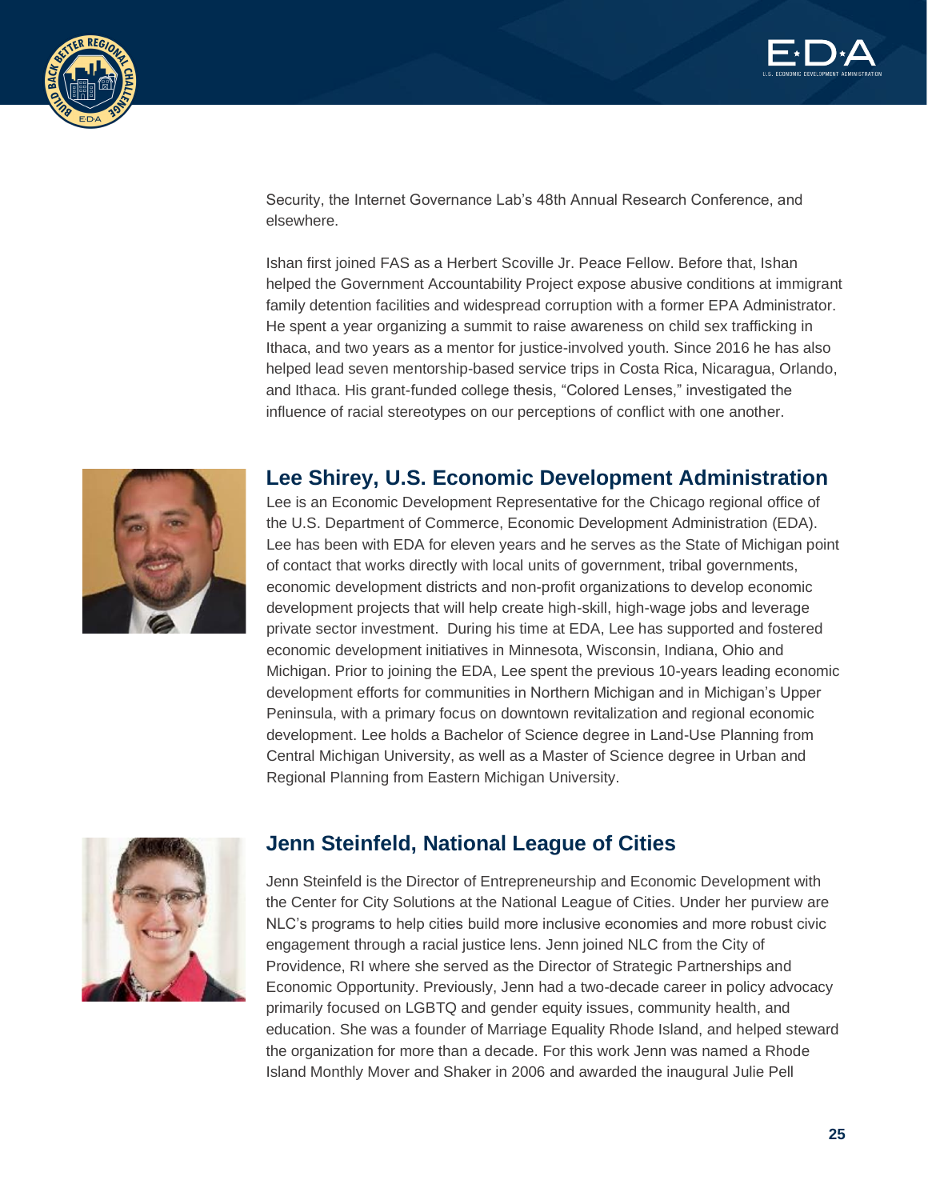Security, the Internet Governance Lab's 48th Annual Research Conference, and elsewhere.

Ishan first joined FAS as a Herbert Scoville Jr. Peace Fellow. Before that, Ishan helped the Government Accountability Project expose abusive conditions at immigrant family detention facilities and widespread corruption with a former EPA Administrator. He spent a year organizing a summit to raise awareness on child sex trafficking in Ithaca, and two years as a mentor for justice-involved youth. Since 2016 he has also helped lead seven mentorship-based service trips in Costa Rica, Nicaragua, Orlando, and Ithaca. His grant-funded college thesis, "Colored Lenses," investigated the influence of racial stereotypes on our perceptions of conflict with one another.

## Lee Shirey, U.S. Economic Development Administration

Lee is an Economic Development Representative for the Chicago regional office of the U.S. Department of Commerce, Economic Development Administration (EDA). Lee has been with EDA for eleven years and he serves as the State of Michigan point of contact that works directly with local units of government, tribal governments, economic development districts and non-profit organizations to develop economic development projects that will help create high-skill, high-wage jobs and leverage private sector investment. During his time at EDA, Lee has supported and fostered economic development initiatives in Minnesota, Wisconsin, Indiana, Ohio and Michigan. Prior to joining the EDA, Lee spent the previous 10-years leading economic development efforts for communities in Northern Michigan and in Michigan's Upper Peninsula, with a primary focus on downtown revitalization and regional economic development. Lee holds a Bachelor of Science degree in Land-Use Planning from Central Michigan University, as well as a Master of Science degree in Urban and Regional Planning from Eastern Michigan University.

## Jenn Steinfeld, National League of Cities

Jenn Steinfeld is the Director of Entrepreneurship and Economic Development with the Center for City Solutions at the National League of Cities. Under her purview are NLC's programs to help cities build more inclusive economies and more robust civic engagement through a racial justice lens. Jenn joined NLC from the City of Providence, RI where she served as the Director of Strategic Partnerships and Economic Opportunity. Previously, Jenn had a two-decade career in policy advocacy primarily focused on LGBTQ and gender equity issues, community health, and education. She was a founder of Marriage Equality Rhode Island, and helped steward the organization for more than a decade. For this work Jenn was named a Rhode Island Monthly Mover and Shaker in 2006 and awarded the inaugural Julie Pell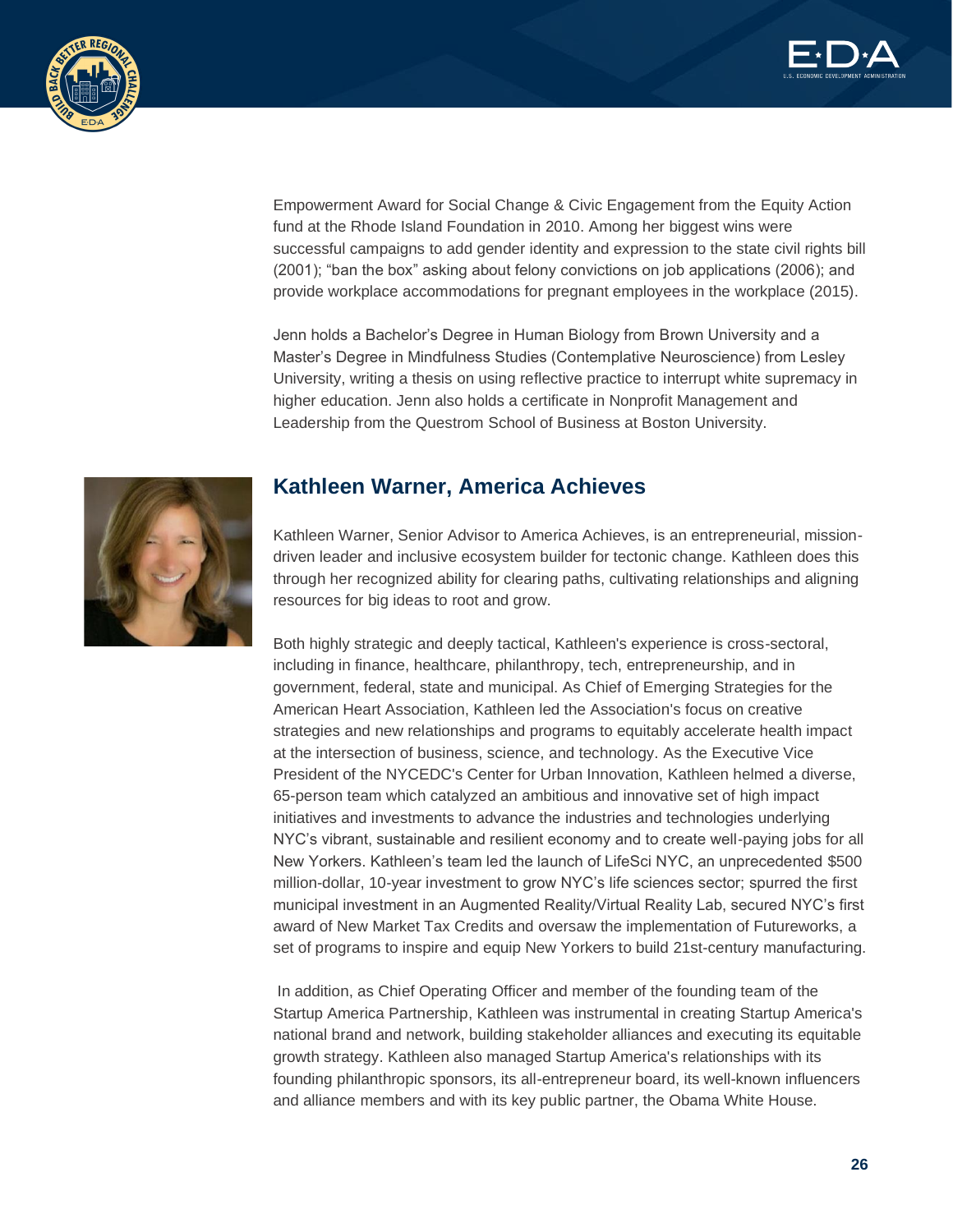Empowerment Award for Social Change & Civic Engagement from the Equity Action fund at the Rhode Island Foundation in 2010. Among her biggest wins were successful campaigns to add gender identity and expression to the state civil rights bill (2001); "ban the box" asking about felony convictions on job applications (2006); and provide workplace accommodations for pregnant employees in the workplace (2015).

Jenn holds a Bachelor's Degree in Human Biology from Brown University and a Master's Degree in Mindfulness Studies (Contemplative Neuroscience) from Lesley University, writing a thesis on using reflective practice to interrupt white supremacy in higher education. Jenn also holds a certificate in Nonprofit Management and Leadership from the Questrom School of Business at Boston University.

## Kathleen Warner, America Achieves

Kathleen Warner, Senior Advisor to America Achieves, is an entrepreneurial, mission-driven leader and inclusive ecosystem builder for tectonic change. Kathleen does this through her recognized ability for clearing paths, cultivating relationships and aligning resources for big ideas to root and grow.

Both highly strategic and deeply tactical, Kathleen's experience is cross-sectoral, including in finance, healthcare, philanthropy, tech, entrepreneurship, and in government, federal, state and municipal. As Chief of Emerging Strategies for the American Heart Association, Kathleen led the Association's focus on creative strategies and new relationships and programs to equitably accelerate health impact at the intersection of business, science, and technology. As the Executive Vice President of the NYCEDC's Center for Urban Innovation, Kathleen helmed a diverse, 65-person team which catalyzed an ambitious and innovative set of high impact initiatives and investments to advance the industries and technologies underlying NYC's vibrant, sustainable and resilient economy and to create well-paying jobs for all New Yorkers. Kathleen's team led the launch of LifeSci NYC, an unprecedented $500 million-dollar, 10-year investment to grow NYC's life sciences sector; spurred the first municipal investment in an Augmented Reality/Virtual Reality Lab, secured NYC's first award of New Market Tax Credits and oversaw the implementation of Futureworks, a set of programs to inspire and equip New Yorkers to build 21st-century manufacturing.

In addition, as Chief Operating Officer and member of the founding team of the Startup America Partnership, Kathleen was instrumental in creating Startup America's national brand and network, building stakeholder alliances and executing its equitable growth strategy. Kathleen also managed Startup America's relationships with its founding philanthropic sponsors, its all-entrepreneur board, its well-known influencers and alliance members and with its key public partner, the Obama White House.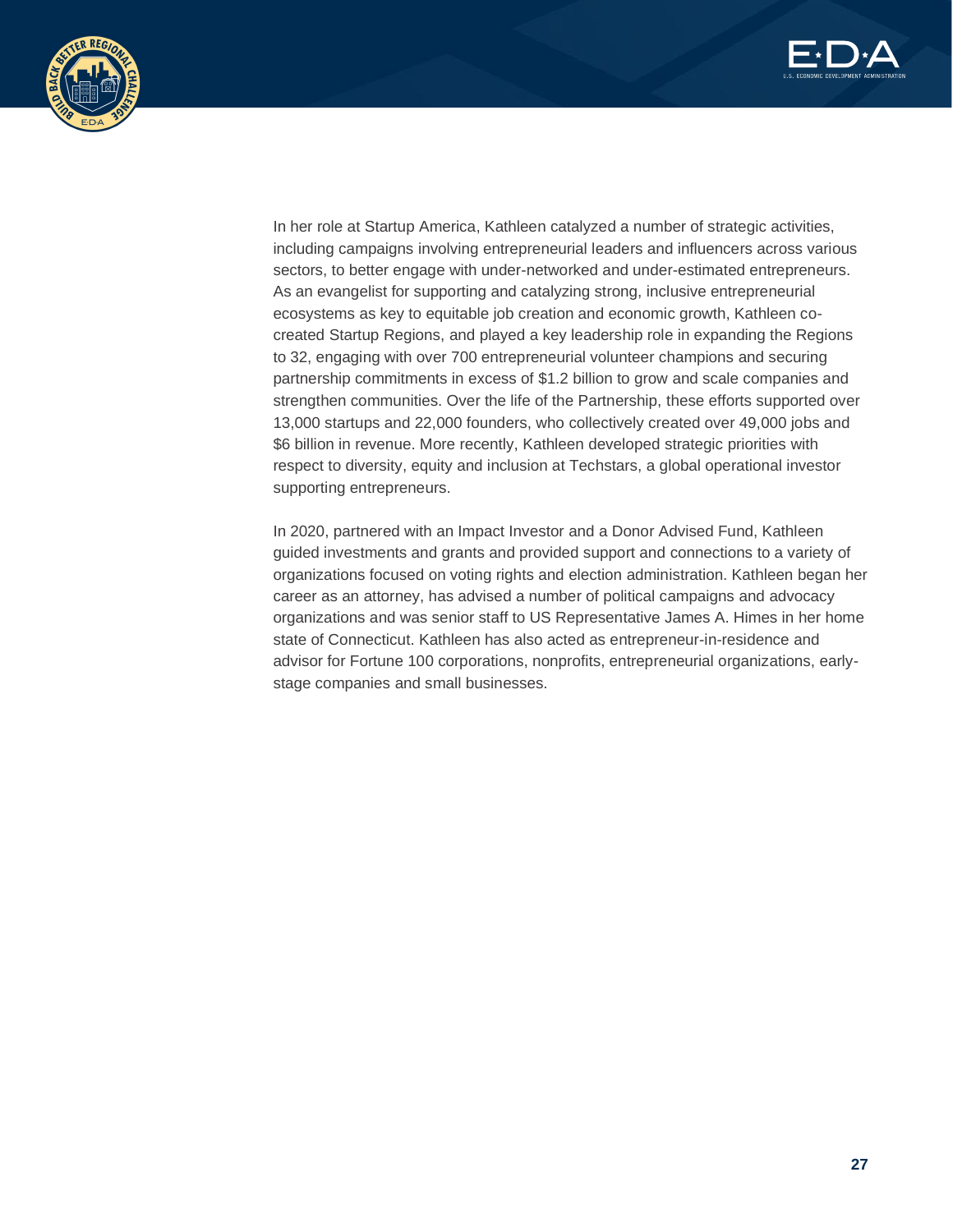In her role at Startup America, Kathleen catalyzed a number of strategic activities, including campaigns involving entrepreneurial leaders and influencers across various sectors, to better engage with under-networked and under-estimated entrepreneurs. As an evangelist for supporting and catalyzing strong, inclusive entrepreneurial ecosystems as key to equitable job creation and economic growth, Kathleen co-created Startup Regions, and played a key leadership role in expanding the Regions to 32, engaging with over 700 entrepreneurial volunteer champions and securing partnership commitments in excess of $1.2 billion to grow and scale companies and strengthen communities. Over the life of the Partnership, these efforts supported over 13,000 startups and 22,000 founders, who collectively created over 49,000 jobs and $6 billion in revenue. More recently, Kathleen developed strategic priorities with respect to diversity, equity and inclusion at Techstars, a global operational investor supporting entrepreneurs.

In 2020, partnered with an Impact Investor and a Donor Advised Fund, Kathleen guided investments and grants and provided support and connections to a variety of organizations focused on voting rights and election administration. Kathleen began her career as an attorney, has advised a number of political campaigns and advocacy organizations and was senior staff to US Representative James A. Himes in her home state of Connecticut. Kathleen has also acted as entrepreneur-in-residence and advisor for Fortune 100 corporations, nonprofits, entrepreneurial organizations, early-stage companies and small businesses.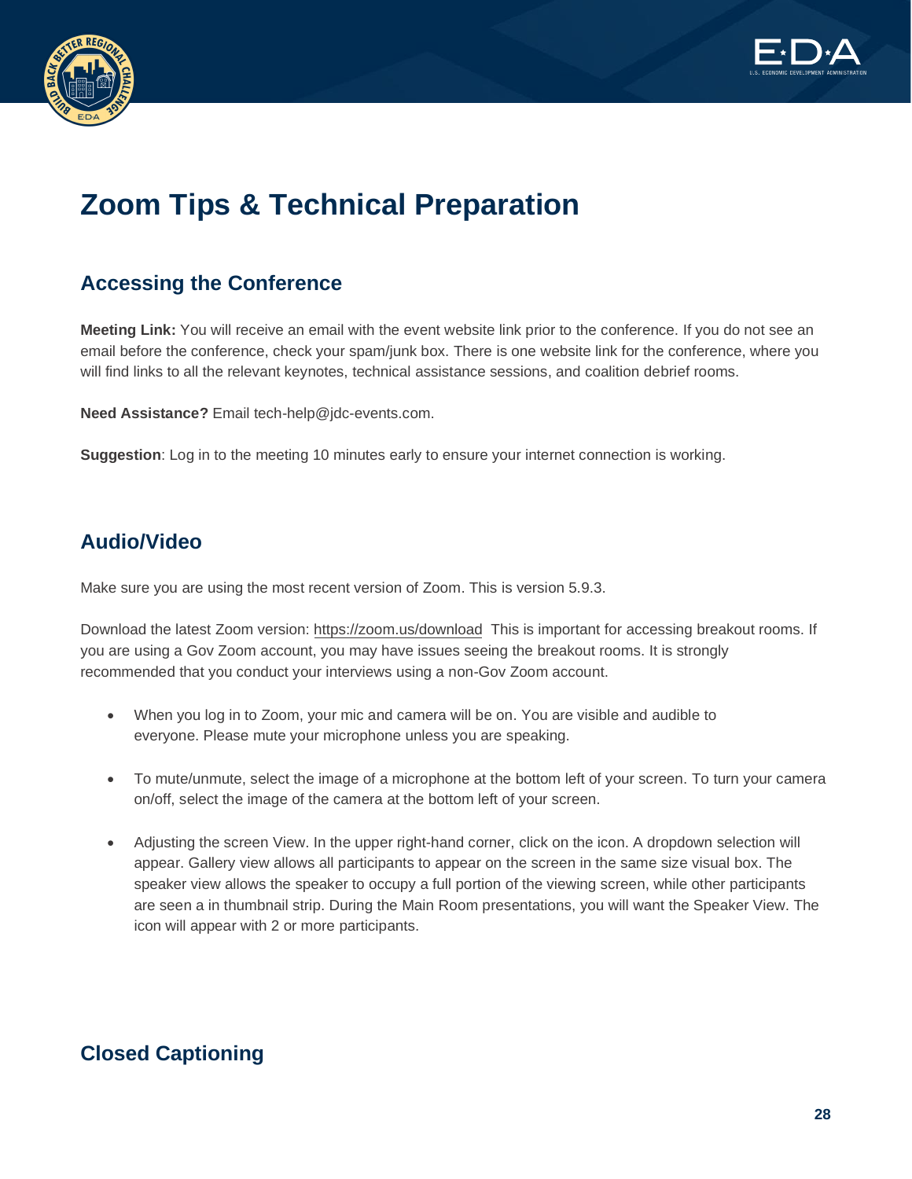# Zoom Tips & Technical Preparation

## Accessing the Conference

**Meeting Link:** You will receive an email with the event website link prior to the conference. If you do not see an email before the conference, check your spam/junk box. There is one website link for the conference, where you will find links to all the relevant keynotes, technical assistance sessions, and coalition debrief rooms.

**Need Assistance?** Email tech-help@jdc-events.com.

**Suggestion**: Log in to the meeting 10 minutes early to ensure your internet connection is working.

## Audio/Video

Make sure you are using the most recent version of Zoom. This is version 5.9.3.

Download the latest Zoom version: https://zoom.us/download This is important for accessing breakout rooms. If you are using a Gov Zoom account, you may have issues seeing the breakout rooms. It is strongly recommended that you conduct your interviews using a non-Gov Zoom account.

- When you log in to Zoom, your mic and camera will be on. You are visible and audible to everyone. Please mute your microphone unless you are speaking.
- To mute/unmute, select the image of a microphone at the bottom left of your screen. To turn your camera on/off, select the image of the camera at the bottom left of your screen.
- Adjusting the screen View. In the upper right-hand corner, click on the icon. A dropdown selection will appear. Gallery view allows all participants to appear on the screen in the same size visual box. The speaker view allows the speaker to occupy a full portion of the viewing screen, while other participants are seen a in thumbnail strip. During the Main Room presentations, you will want the Speaker View. The icon will appear with 2 or more participants.

## Closed Captioning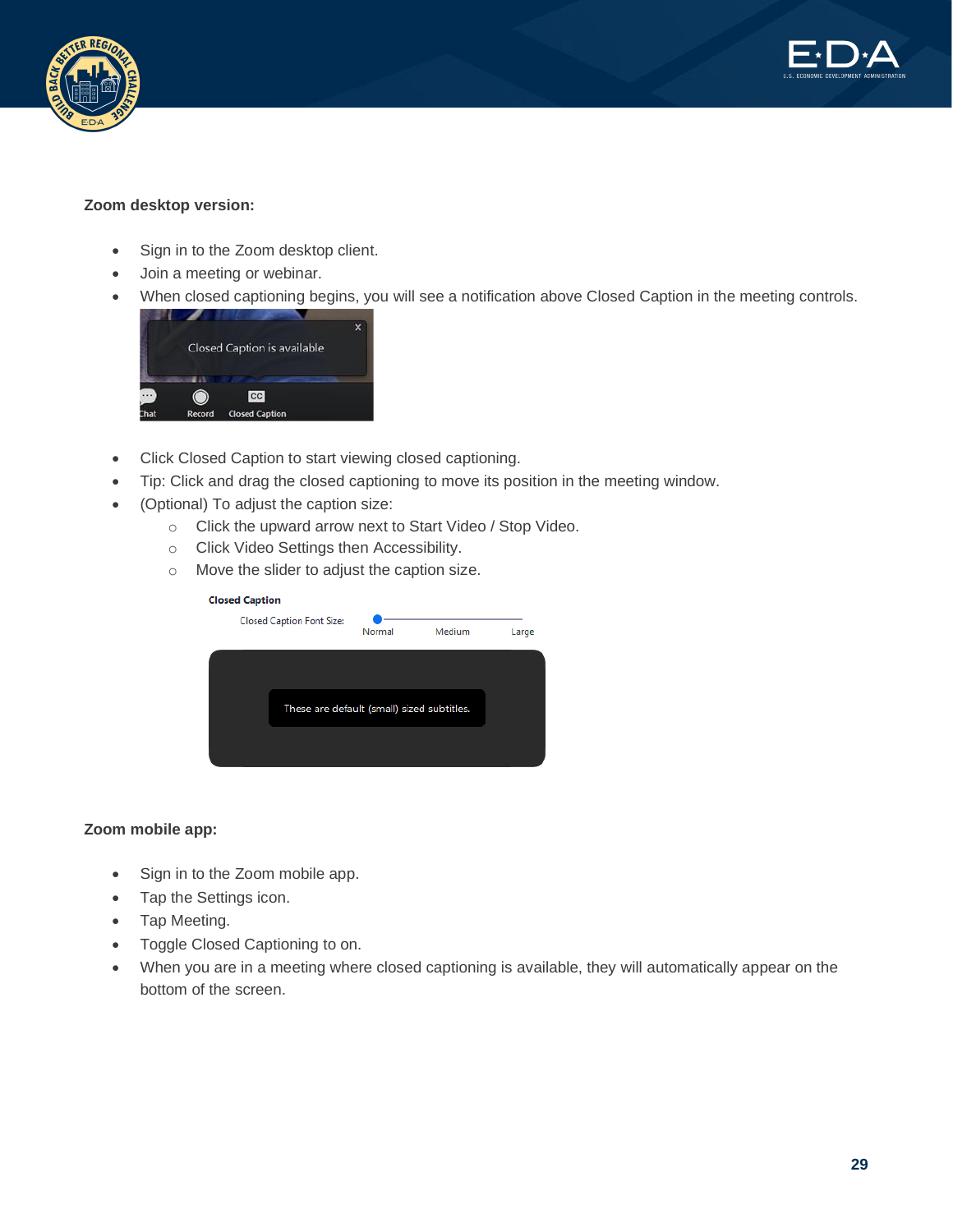**Zoom desktop version:**

- Sign in to the Zoom desktop client.
- Join a meeting or webinar.
- When closed captioning begins, you will see a notification above Closed Caption in the meeting controls.
- Click Closed Caption to start viewing closed captioning.
- Tip: Click and drag the closed captioning to move its position in the meeting window.
- (Optional) To adjust the caption size:
  - Click the upward arrow next to Start Video / Stop Video.
  - Click Video Settings then Accessibility.
  - Move the slider to adjust the caption size.

**Zoom mobile app:**

- Sign in to the Zoom mobile app.
- Tap the Settings icon.
- Tap Meeting.
- Toggle Closed Captioning to on.
- When you are in a meeting where closed captioning is available, they will automatically appear on the bottom of the screen.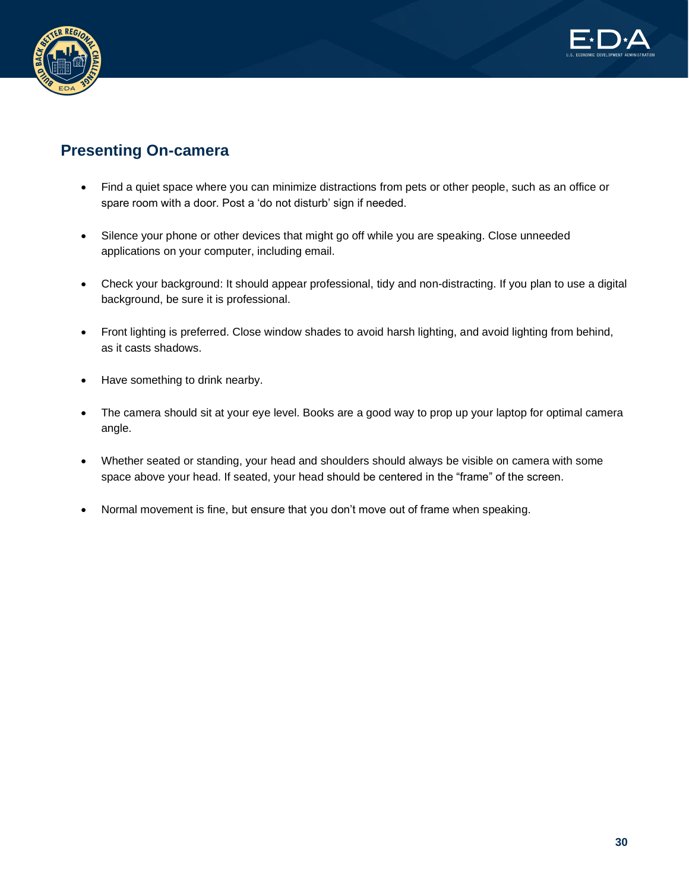## Presenting On-camera

- Find a quiet space where you can minimize distractions from pets or other people, such as an office or spare room with a door. Post a 'do not disturb' sign if needed.

- Silence your phone or other devices that might go off while you are speaking. Close unneeded applications on your computer, including email.

- Check your background: It should appear professional, tidy and non-distracting. If you plan to use a digital background, be sure it is professional.

- Front lighting is preferred. Close window shades to avoid harsh lighting, and avoid lighting from behind, as it casts shadows.

- Have something to drink nearby.

- The camera should sit at your eye level. Books are a good way to prop up your laptop for optimal camera angle.

- Whether seated or standing, your head and shoulders should always be visible on camera with some space above your head. If seated, your head should be centered in the "frame" of the screen.

- Normal movement is fine, but ensure that you don't move out of frame when speaking.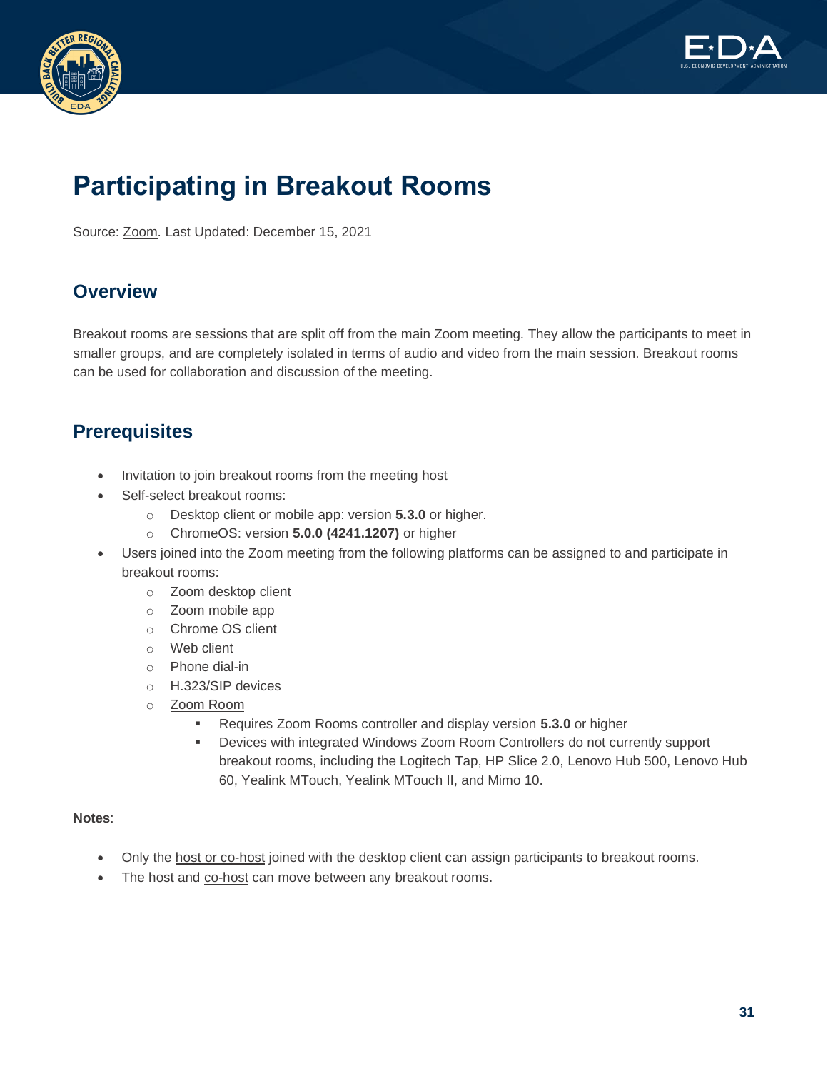# Participating in Breakout Rooms

Source: Zoom. Last Updated: December 15, 2021

## Overview

Breakout rooms are sessions that are split off from the main Zoom meeting. They allow the participants to meet in smaller groups, and are completely isolated in terms of audio and video from the main session. Breakout rooms can be used for collaboration and discussion of the meeting.

## Prerequisites

- Invitation to join breakout rooms from the meeting host
- Self-select breakout rooms:
    - Desktop client or mobile app: version **5.3.0** or higher.
    - ChromeOS: version **5.0.0 (4241.1207)** or higher
- Users joined into the Zoom meeting from the following platforms can be assigned to and participate in breakout rooms:
    - Zoom desktop client
    - Zoom mobile app
    - Chrome OS client
    - Web client
    - Phone dial-in
    - H.323/SIP devices
    - Zoom Room
        - Requires Zoom Rooms controller and display version **5.3.0** or higher
        - Devices with integrated Windows Zoom Room Controllers do not currently support breakout rooms, including the Logitech Tap, HP Slice 2.0, Lenovo Hub 500, Lenovo Hub 60, Yealink MTouch, Yealink MTouch II, and Mimo 10.

**Notes**:

- Only the host or co-host joined with the desktop client can assign participants to breakout rooms.
- The host and co-host can move between any breakout rooms.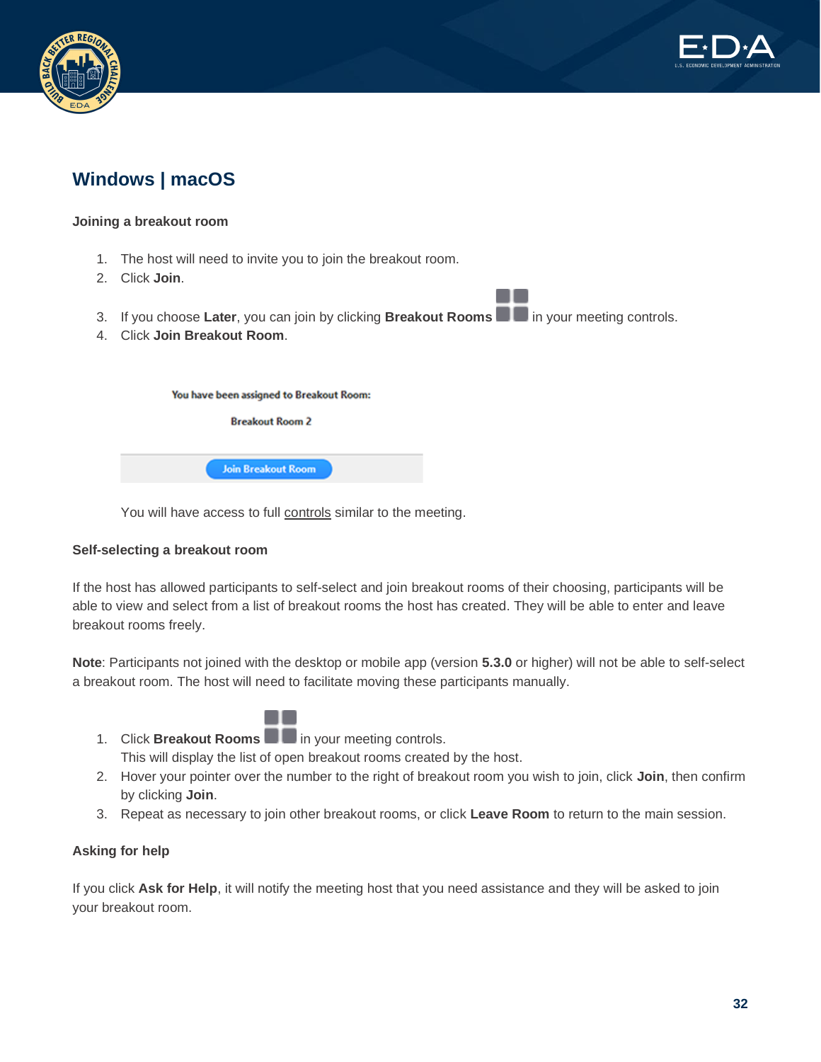## Windows | macOS

**Joining a breakout room**

1. The host will need to invite you to join the breakout room.
2. Click **Join**.
3. If you choose **Later**, you can join by clicking **Breakout Rooms** in your meeting controls.
4. Click **Join Breakout Room**.

You have been assigned to Breakout Room:

Breakout Room 2

Join Breakout Room

You will have access to full controls similar to the meeting.

**Self-selecting a breakout room**

If the host has allowed participants to self-select and join breakout rooms of their choosing, participants will be able to view and select from a list of breakout rooms the host has created. They will be able to enter and leave breakout rooms freely.

**Note**: Participants not joined with the desktop or mobile app (version **5.3.0** or higher) will not be able to self-select a breakout room. The host will need to facilitate moving these participants manually.

1. Click **Breakout Rooms** in your meeting controls.
   This will display the list of open breakout rooms created by the host.
2. Hover your pointer over the number to the right of breakout room you wish to join, click **Join**, then confirm by clicking **Join**.
3. Repeat as necessary to join other breakout rooms, or click **Leave Room** to return to the main session.

**Asking for help**

If you click **Ask for Help**, it will notify the meeting host that you need assistance and they will be asked to join your breakout room.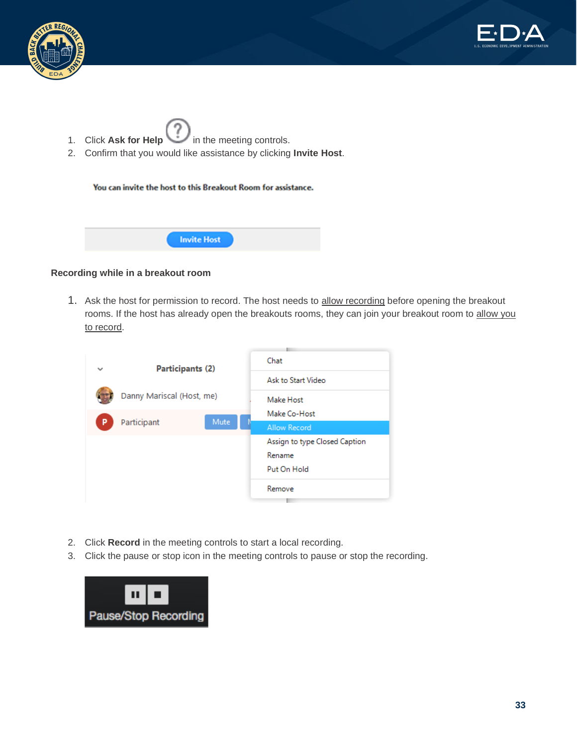1. Click **Ask for Help** in the meeting controls.
2. Confirm that you would like assistance by clicking **Invite Host**.

**Recording while in a breakout room**

1. Ask the host for permission to record. The host needs to allow recording before opening the breakout rooms. If the host has already open the breakouts rooms, they can join your breakout room to allow you to record.

2. Click **Record** in the meeting controls to start a local recording.
3. Click the pause or stop icon in the meeting controls to pause or stop the recording.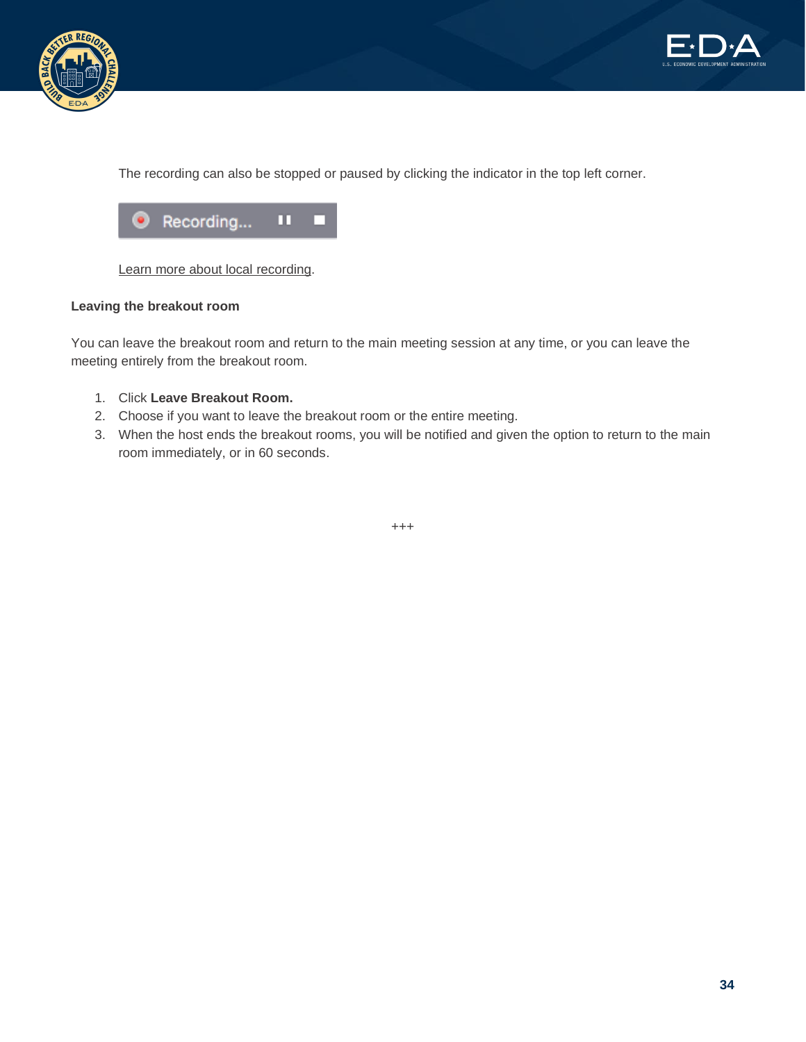The recording can also be stopped or paused by clicking the indicator in the top left corner.

Recording...

Learn more about local recording.

**Leaving the breakout room**

You can leave the breakout room and return to the main meeting session at any time, or you can leave the meeting entirely from the breakout room.

1. Click **Leave Breakout Room.**
2. Choose if you want to leave the breakout room or the entire meeting.
3. When the host ends the breakout rooms, you will be notified and given the option to return to the main room immediately, or in 60 seconds.

+++